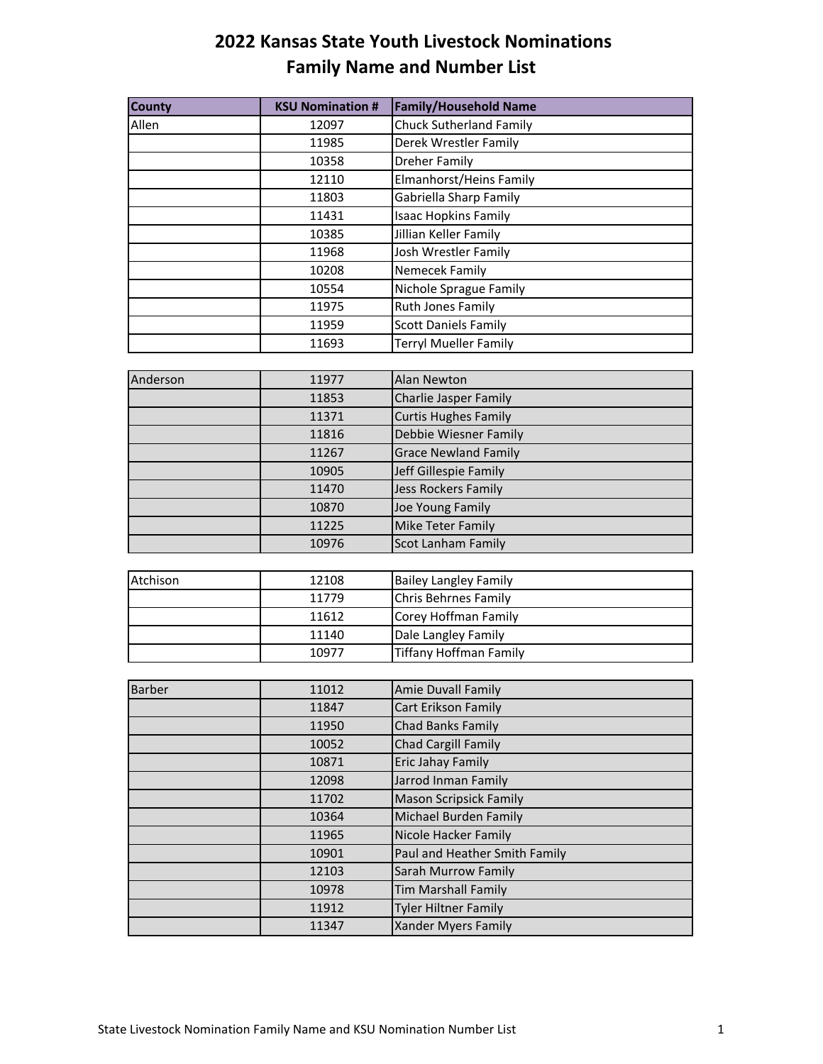# 2022 Kansas State Youth Livestock Nominations
## Family Name and Number List

| County | KSU Nomination # | Family/Household Name |
|---|---|---|
| Allen | 12097 | Chuck Sutherland Family |
| | 11985 | Derek Wrestler Family |
| | 10358 | Dreher Family |
| | 12110 | Elmanhorst/Heins Family |
| | 11803 | Gabriella Sharp Family |
| | 11431 | Isaac Hopkins Family |
| | 10385 | Jillian Keller Family |
| | 11968 | Josh Wrestler Family |
| | 10208 | Nemecek Family |
| | 10554 | Nichole Sprague Family |
| | 11975 | Ruth Jones Family |
| | 11959 | Scott Daniels Family |
| | 11693 | Terryl Mueller Family |
| Anderson | 11977 | Alan Newton |
| | 11853 | Charlie Jasper Family |
| | 11371 | Curtis Hughes Family |
| | 11816 | Debbie Wiesner Family |
| | 11267 | Grace Newland Family |
| | 10905 | Jeff Gillespie Family |
| | 11470 | Jess Rockers Family |
| | 10870 | Joe Young Family |
| | 11225 | Mike Teter Family |
| | 10976 | Scot Lanham Family |
| Atchison | 12108 | Bailey Langley Family |
| | 11779 | Chris Behrnes Family |
| | 11612 | Corey Hoffman Family |
| | 11140 | Dale Langley Family |
| | 10977 | Tiffany Hoffman Family |
| Barber | 11012 | Amie Duvall Family |
| | 11847 | Cart Erikson Family |
| | 11950 | Chad Banks Family |
| | 10052 | Chad Cargill Family |
| | 10871 | Eric Jahay Family |
| | 12098 | Jarrod Inman Family |
| | 11702 | Mason Scripsick Family |
| | 10364 | Michael Burden Family |
| | 11965 | Nicole Hacker Family |
| | 10901 | Paul and Heather Smith Family |
| | 12103 | Sarah Murrow Family |
| | 10978 | Tim Marshall Family |
| | 11912 | Tyler Hiltner Family |
| | 11347 | Xander Myers Family |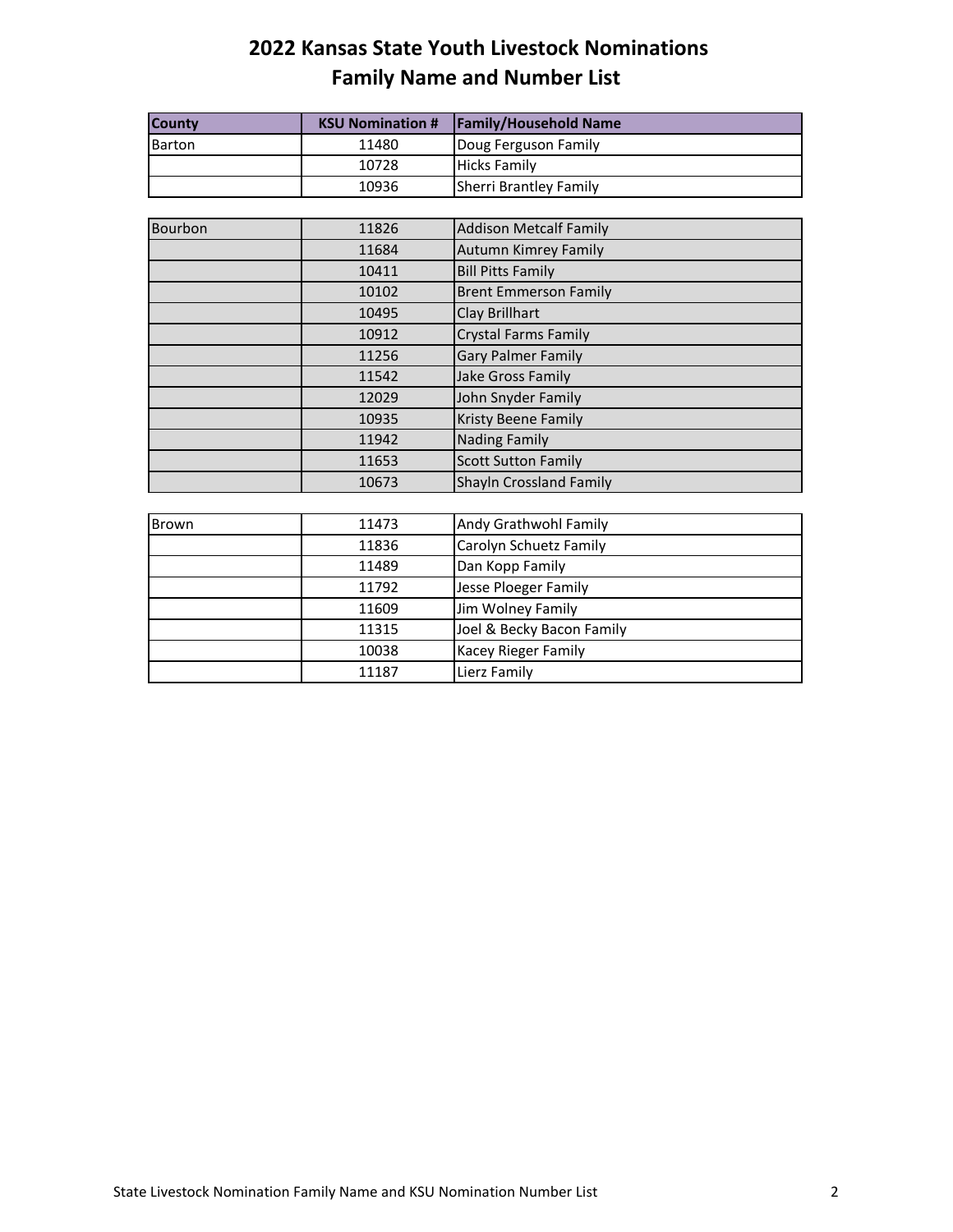# 2022 Kansas State Youth Livestock Nominations
## Family Name and Number List

| County | KSU Nomination # | Family/Household Name |
|---|---|---|
| Barton | 11480 | Doug Ferguson Family |
| | 10728 | Hicks Family |
| | 10936 | Sherri Brantley Family |
| Bourbon | 11826 | Addison Metcalf Family |
| | 11684 | Autumn Kimrey Family |
| | 10411 | Bill Pitts Family |
| | 10102 | Brent Emmerson Family |
| | 10495 | Clay Brillhart |
| | 10912 | Crystal Farms Family |
| | 11256 | Gary Palmer Family |
| | 11542 | Jake Gross Family |
| | 12029 | John Snyder Family |
| | 10935 | Kristy Beene Family |
| | 11942 | Nading Family |
| | 11653 | Scott Sutton Family |
| | 10673 | Shayln Crossland Family |
| Brown | 11473 | Andy Grathwohl Family |
| | 11836 | Carolyn Schuetz Family |
| | 11489 | Dan Kopp Family |
| | 11792 | Jesse Ploeger Family |
| | 11609 | Jim Wolney Family |
| | 11315 | Joel & Becky Bacon Family |
| | 10038 | Kacey Rieger Family |
| | 11187 | Lierz Family |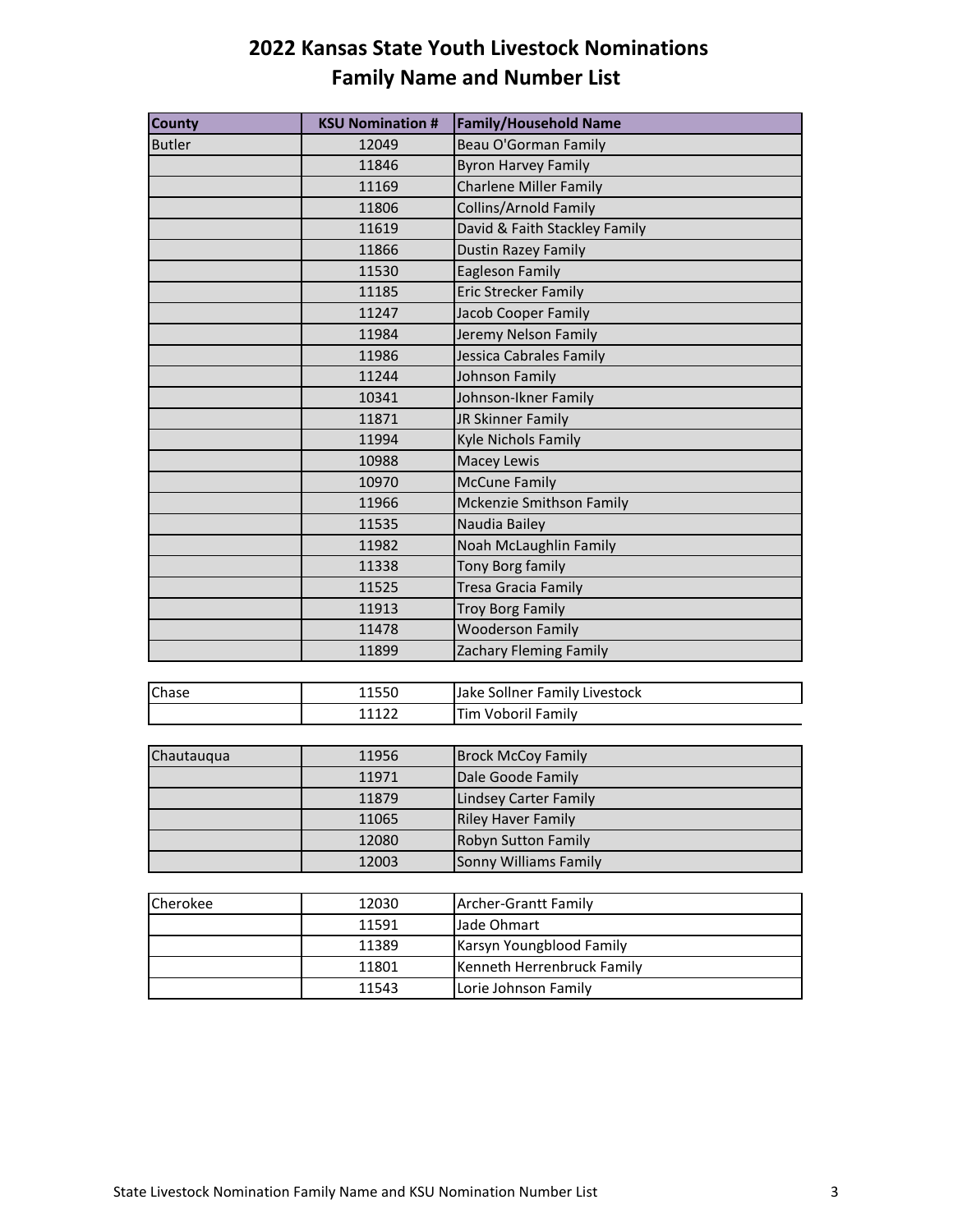# 2022 Kansas State Youth Livestock Nominations
## Family Name and Number List

| County | KSU Nomination # | Family/Household Name |
|---|---|---|
| Butler | 12049 | Beau O'Gorman Family |
| | 11846 | Byron Harvey Family |
| | 11169 | Charlene Miller Family |
| | 11806 | Collins/Arnold Family |
| | 11619 | David & Faith Stackley Family |
| | 11866 | Dustin Razey Family |
| | 11530 | Eagleson Family |
| | 11185 | Eric Strecker Family |
| | 11247 | Jacob Cooper Family |
| | 11984 | Jeremy Nelson Family |
| | 11986 | Jessica Cabrales Family |
| | 11244 | Johnson Family |
| | 10341 | Johnson-Ikner Family |
| | 11871 | JR Skinner Family |
| | 11994 | Kyle Nichols Family |
| | 10988 | Macey Lewis |
| | 10970 | McCune Family |
| | 11966 | Mckenzie Smithson Family |
| | 11535 | Naudia Bailey |
| | 11982 | Noah McLaughlin Family |
| | 11338 | Tony Borg family |
| | 11525 | Tresa Gracia Family |
| | 11913 | Troy Borg Family |
| | 11478 | Wooderson Family |
| | 11899 | Zachary Fleming Family |
| Chase | 11550 | Jake Sollner Family Livestock |
| | 11122 | Tim Voboril Family |
| Chautauqua | 11956 | Brock McCoy Family |
| | 11971 | Dale Goode Family |
| | 11879 | Lindsey Carter Family |
| | 11065 | Riley Haver Family |
| | 12080 | Robyn Sutton Family |
| | 12003 | Sonny Williams Family |
| Cherokee | 12030 | Archer-Grantt Family |
| | 11591 | Jade Ohmart |
| | 11389 | Karsyn Youngblood Family |
| | 11801 | Kenneth Herrenbruck Family |
| | 11543 | Lorie Johnson Family |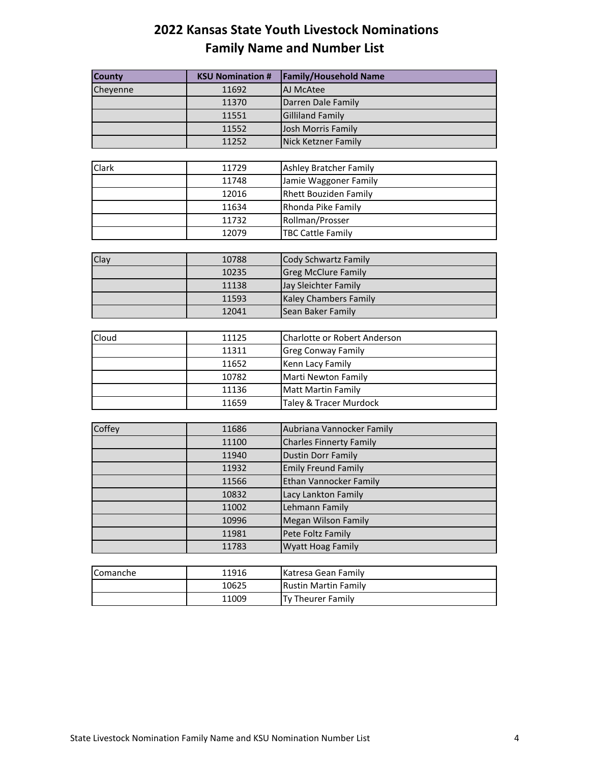# 2022 Kansas State Youth Livestock Nominations
## Family Name and Number List

| County | KSU Nomination # | Family/Household Name |
|---|---|---|
| Cheyenne | 11692 | AJ McAtee |
| | 11370 | Darren Dale Family |
| | 11551 | Gilliland Family |
| | 11552 | Josh Morris Family |
| | 11252 | Nick Ketzner Family |
| Clark | 11729 | Ashley Bratcher Family |
| | 11748 | Jamie Waggoner Family |
| | 12016 | Rhett Bouziden Family |
| | 11634 | Rhonda Pike Family |
| | 11732 | Rollman/Prosser |
| | 12079 | TBC Cattle Family |
| Clay | 10788 | Cody Schwartz Family |
| | 10235 | Greg McClure Family |
| | 11138 | Jay Sleichter Family |
| | 11593 | Kaley Chambers Family |
| | 12041 | Sean Baker Family |
| Cloud | 11125 | Charlotte or Robert Anderson |
| | 11311 | Greg Conway Family |
| | 11652 | Kenn Lacy Family |
| | 10782 | Marti Newton Family |
| | 11136 | Matt Martin Family |
| | 11659 | Taley & Tracer Murdock |
| Coffey | 11686 | Aubriana Vannocker Family |
| | 11100 | Charles Finnerty Family |
| | 11940 | Dustin Dorr Family |
| | 11932 | Emily Freund Family |
| | 11566 | Ethan Vannocker Family |
| | 10832 | Lacy Lankton Family |
| | 11002 | Lehmann Family |
| | 10996 | Megan Wilson Family |
| | 11981 | Pete Foltz Family |
| | 11783 | Wyatt Hoag Family |
| Comanche | 11916 | Katresa Gean Family |
| | 10625 | Rustin Martin Family |
| | 11009 | Ty Theurer Family |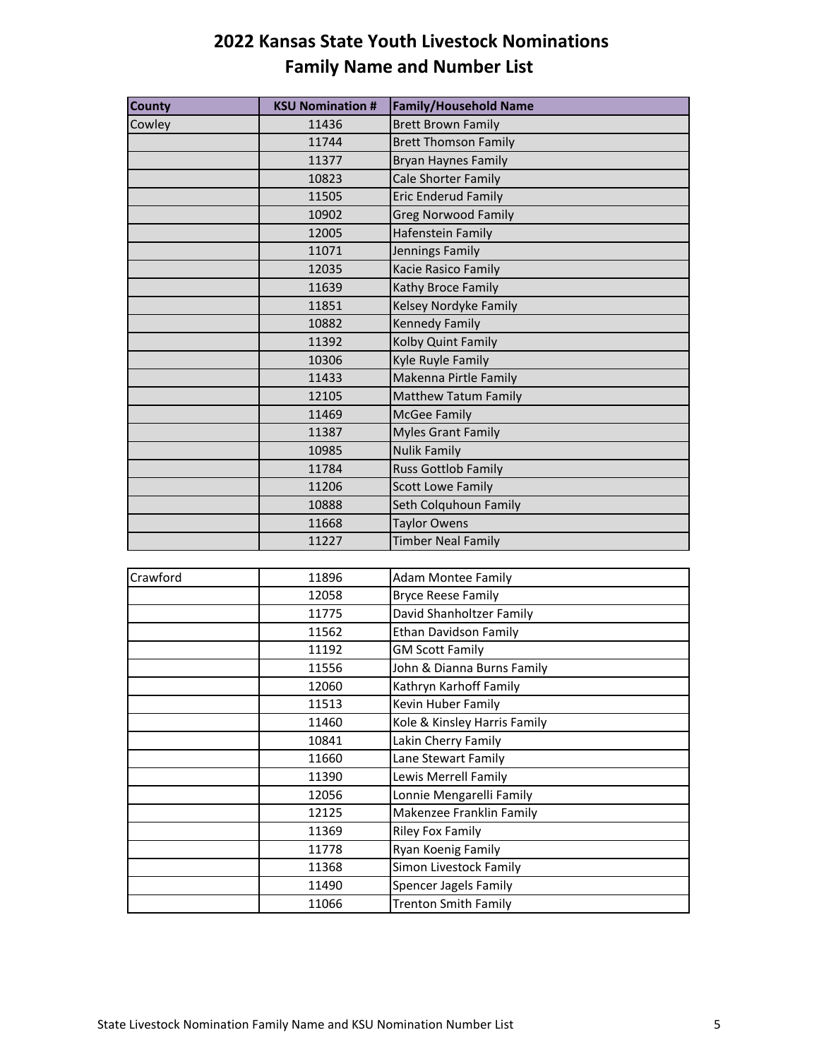# 2022 Kansas State Youth Livestock Nominations
## Family Name and Number List

| County | KSU Nomination # | Family/Household Name |
|---|---|---|
| Cowley | 11436 | Brett Brown Family |
| | 11744 | Brett Thomson Family |
| | 11377 | Bryan Haynes Family |
| | 10823 | Cale Shorter Family |
| | 11505 | Eric Enderud Family |
| | 10902 | Greg Norwood Family |
| | 12005 | Hafenstein Family |
| | 11071 | Jennings Family |
| | 12035 | Kacie Rasico Family |
| | 11639 | Kathy Broce Family |
| | 11851 | Kelsey Nordyke Family |
| | 10882 | Kennedy Family |
| | 11392 | Kolby Quint Family |
| | 10306 | Kyle Ruyle Family |
| | 11433 | Makenna Pirtle Family |
| | 12105 | Matthew Tatum Family |
| | 11469 | McGee Family |
| | 11387 | Myles Grant Family |
| | 10985 | Nulik Family |
| | 11784 | Russ Gottlob Family |
| | 11206 | Scott Lowe Family |
| | 10888 | Seth Colquhoun Family |
| | 11668 | Taylor Owens |
| | 11227 | Timber Neal Family |
| Crawford | 11896 | Adam Montee Family |
| | 12058 | Bryce Reese Family |
| | 11775 | David Shanholtzer Family |
| | 11562 | Ethan Davidson Family |
| | 11192 | GM Scott Family |
| | 11556 | John & Dianna Burns Family |
| | 12060 | Kathryn Karhoff Family |
| | 11513 | Kevin Huber Family |
| | 11460 | Kole & Kinsley Harris Family |
| | 10841 | Lakin Cherry Family |
| | 11660 | Lane Stewart Family |
| | 11390 | Lewis Merrell Family |
| | 12056 | Lonnie Mengarelli Family |
| | 12125 | Makenzee Franklin Family |
| | 11369 | Riley Fox Family |
| | 11778 | Ryan Koenig Family |
| | 11368 | Simon Livestock Family |
| | 11490 | Spencer Jagels Family |
| | 11066 | Trenton Smith Family |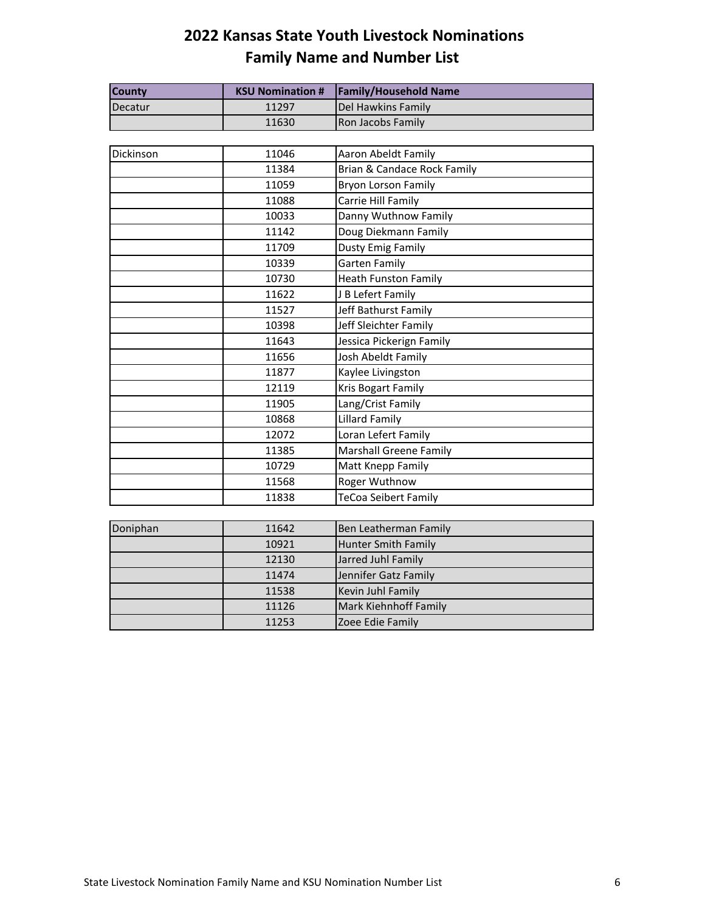# 2022 Kansas State Youth Livestock Nominations
## Family Name and Number List

| County | KSU Nomination # | Family/Household Name |
|---|---|---|
| Decatur | 11297 | Del Hawkins Family |
| | 11630 | Ron Jacobs Family |
| Dickinson | 11046 | Aaron Abeldt Family |
| | 11384 | Brian & Candace Rock Family |
| | 11059 | Bryon Lorson Family |
| | 11088 | Carrie Hill Family |
| | 10033 | Danny Wuthnow Family |
| | 11142 | Doug Diekmann Family |
| | 11709 | Dusty Emig Family |
| | 10339 | Garten Family |
| | 10730 | Heath Funston Family |
| | 11622 | J B Lefert Family |
| | 11527 | Jeff Bathurst Family |
| | 10398 | Jeff Sleichter Family |
| | 11643 | Jessica Pickerign Family |
| | 11656 | Josh Abeldt Family |
| | 11877 | Kaylee Livingston |
| | 12119 | Kris Bogart Family |
| | 11905 | Lang/Crist Family |
| | 10868 | Lillard Family |
| | 12072 | Loran Lefert Family |
| | 11385 | Marshall Greene Family |
| | 10729 | Matt Knepp Family |
| | 11568 | Roger Wuthnow |
| | 11838 | TeCoa Seibert Family |
| Doniphan | 11642 | Ben Leatherman Family |
| | 10921 | Hunter Smith Family |
| | 12130 | Jarred Juhl Family |
| | 11474 | Jennifer Gatz Family |
| | 11538 | Kevin Juhl Family |
| | 11126 | Mark Kiehnhoff Family |
| | 11253 | Zoee Edie Family |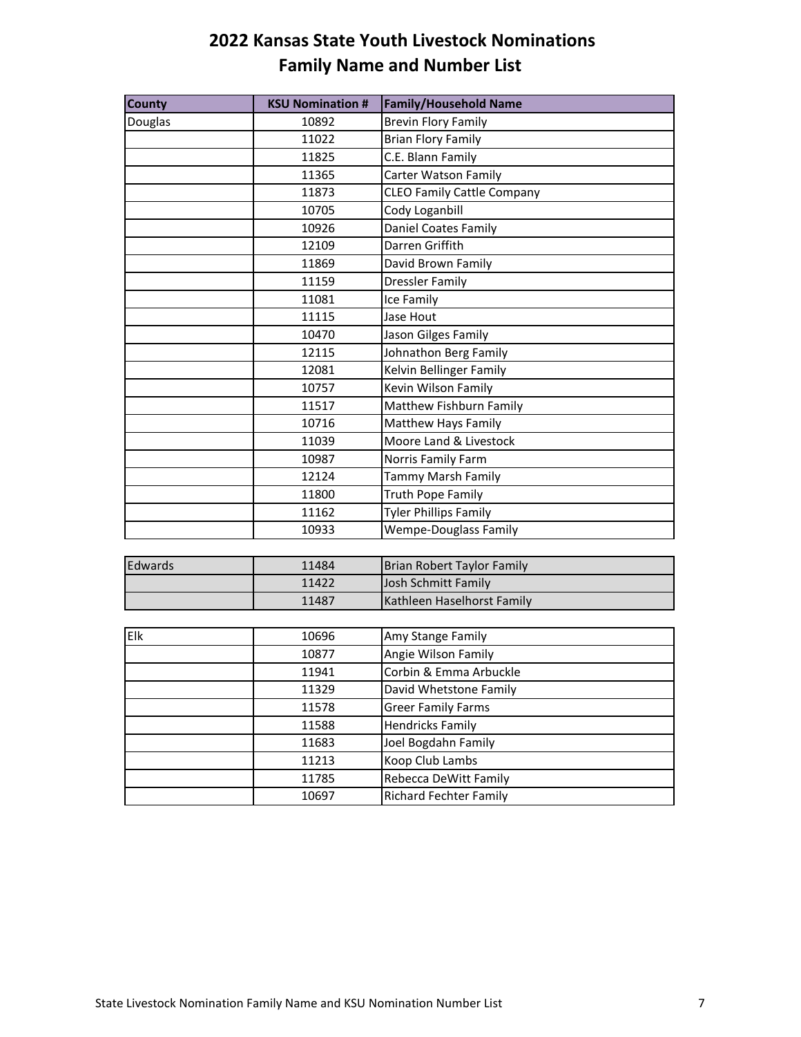# 2022 Kansas State Youth Livestock Nominations
## Family Name and Number List

| County | KSU Nomination # | Family/Household Name |
|---|---|---|
| Douglas | 10892 | Brevin Flory Family |
| | 11022 | Brian Flory Family |
| | 11825 | C.E. Blann Family |
| | 11365 | Carter Watson Family |
| | 11873 | CLEO Family Cattle Company |
| | 10705 | Cody Loganbill |
| | 10926 | Daniel Coates Family |
| | 12109 | Darren Griffith |
| | 11869 | David Brown Family |
| | 11159 | Dressler Family |
| | 11081 | Ice Family |
| | 11115 | Jase Hout |
| | 10470 | Jason Gilges Family |
| | 12115 | Johnathon Berg Family |
| | 12081 | Kelvin Bellinger Family |
| | 10757 | Kevin Wilson Family |
| | 11517 | Matthew Fishburn Family |
| | 10716 | Matthew Hays Family |
| | 11039 | Moore Land & Livestock |
| | 10987 | Norris Family Farm |
| | 12124 | Tammy Marsh Family |
| | 11800 | Truth Pope Family |
| | 11162 | Tyler Phillips Family |
| | 10933 | Wempe-Douglass Family |
| Edwards | 11484 | Brian Robert Taylor Family |
| | 11422 | Josh Schmitt Family |
| | 11487 | Kathleen Haselhorst Family |
| Elk | 10696 | Amy Stange Family |
| | 10877 | Angie Wilson Family |
| | 11941 | Corbin & Emma Arbuckle |
| | 11329 | David Whetstone Family |
| | 11578 | Greer Family Farms |
| | 11588 | Hendricks Family |
| | 11683 | Joel Bogdahn Family |
| | 11213 | Koop Club Lambs |
| | 11785 | Rebecca DeWitt Family |
| | 10697 | Richard Fechter Family |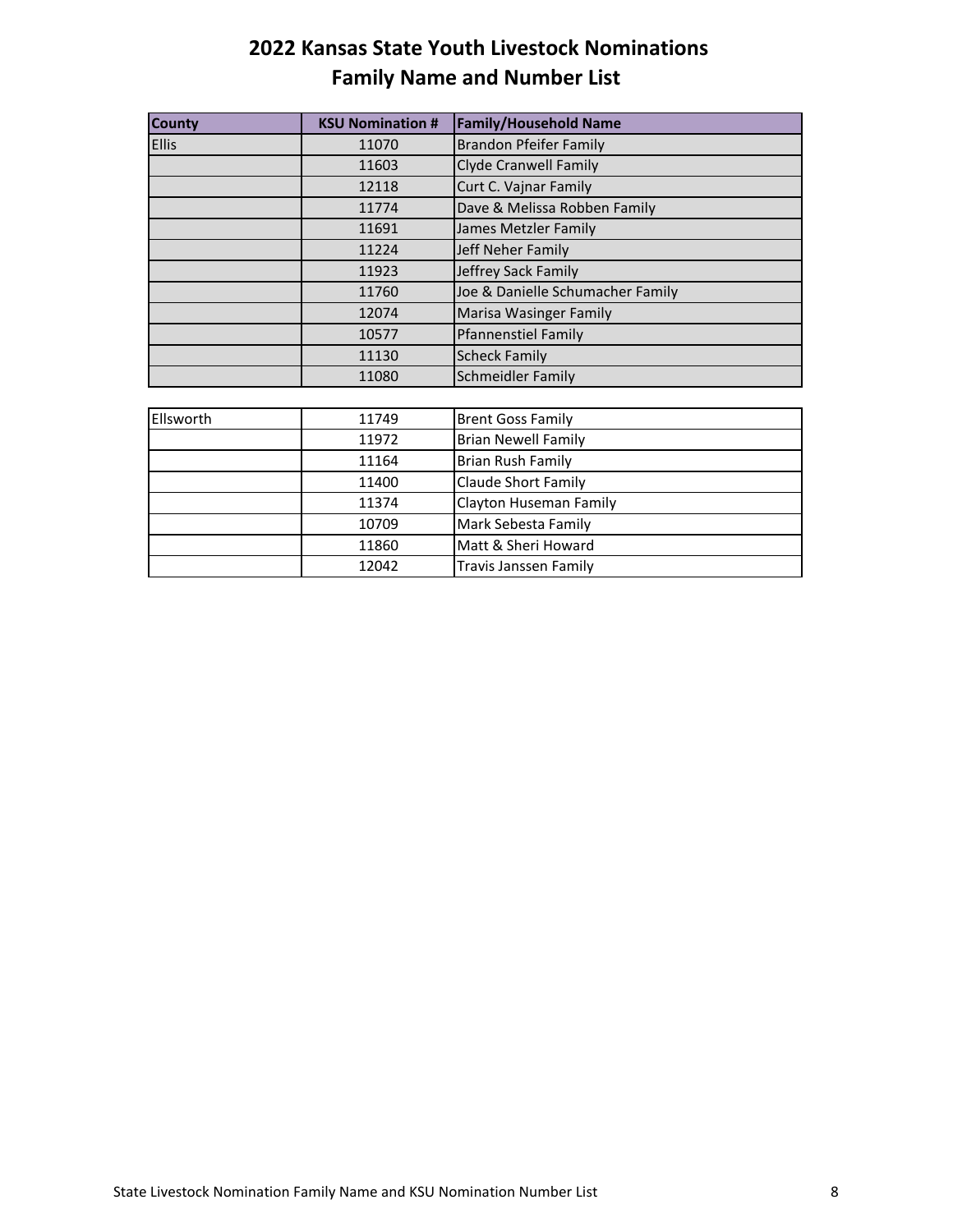# 2022 Kansas State Youth Livestock Nominations
## Family Name and Number List

| County | KSU Nomination # | Family/Household Name |
|---|---|---|
| Ellis | 11070 | Brandon Pfeifer Family |
| | 11603 | Clyde Cranwell Family |
| | 12118 | Curt C. Vajnar Family |
| | 11774 | Dave & Melissa Robben Family |
| | 11691 | James Metzler Family |
| | 11224 | Jeff Neher Family |
| | 11923 | Jeffrey Sack Family |
| | 11760 | Joe & Danielle Schumacher Family |
| | 12074 | Marisa Wasinger Family |
| | 10577 | Pfannenstiel Family |
| | 11130 | Scheck Family |
| | 11080 | Schmeidler Family |
| | | |
| Ellsworth | 11749 | Brent Goss Family |
| | 11972 | Brian Newell Family |
| | 11164 | Brian Rush Family |
| | 11400 | Claude Short Family |
| | 11374 | Clayton Huseman Family |
| | 10709 | Mark Sebesta Family |
| | 11860 | Matt & Sheri Howard |
| | 12042 | Travis Janssen Family |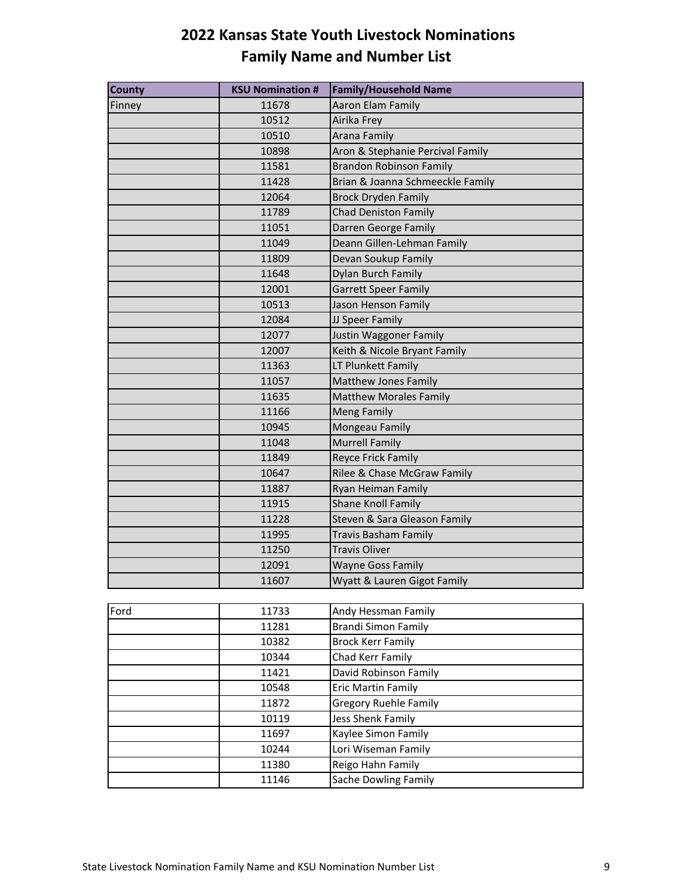# 2022 Kansas State Youth Livestock Nominations
## Family Name and Number List

| County | KSU Nomination # | Family/Household Name |
|---|---|---|
| Finney | 11678 | Aaron Elam Family |
| | 10512 | Airika Frey |
| | 10510 | Arana Family |
| | 10898 | Aron & Stephanie Percival Family |
| | 11581 | Brandon Robinson Family |
| | 11428 | Brian & Joanna Schmeeckle Family |
| | 12064 | Brock Dryden Family |
| | 11789 | Chad Deniston Family |
| | 11051 | Darren George Family |
| | 11049 | Deann Gillen-Lehman Family |
| | 11809 | Devan Soukup Family |
| | 11648 | Dylan Burch Family |
| | 12001 | Garrett Speer Family |
| | 10513 | Jason Henson Family |
| | 12084 | JJ Speer Family |
| | 12077 | Justin Waggoner Family |
| | 12007 | Keith & Nicole Bryant Family |
| | 11363 | LT Plunkett Family |
| | 11057 | Matthew Jones Family |
| | 11635 | Matthew Morales Family |
| | 11166 | Meng Family |
| | 10945 | Mongeau Family |
| | 11048 | Murrell Family |
| | 11849 | Reyce Frick Family |
| | 10647 | Rilee & Chase McGraw Family |
| | 11887 | Ryan Heiman Family |
| | 11915 | Shane Knoll Family |
| | 11228 | Steven & Sara Gleason Family |
| | 11995 | Travis Basham Family |
| | 11250 | Travis Oliver |
| | 12091 | Wayne Goss Family |
| | 11607 | Wyatt & Lauren Gigot Family |
| Ford | 11733 | Andy Hessman Family |
| | 11281 | Brandi Simon Family |
| | 10382 | Brock Kerr Family |
| | 10344 | Chad Kerr Family |
| | 11421 | David Robinson Family |
| | 10548 | Eric Martin Family |
| | 11872 | Gregory Ruehle Family |
| | 10119 | Jess Shenk Family |
| | 11697 | Kaylee Simon Family |
| | 10244 | Lori Wiseman Family |
| | 11380 | Reigo Hahn Family |
| | 11146 | Sache Dowling Family |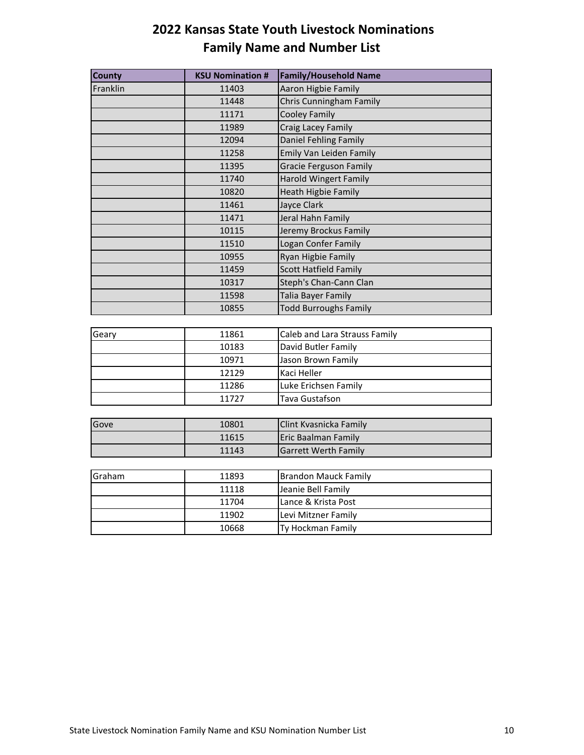# 2022 Kansas State Youth Livestock Nominations
## Family Name and Number List

| County | KSU Nomination # | Family/Household Name |
|---|---|---|
| Franklin | 11403 | Aaron Higbie Family |
| | 11448 | Chris Cunningham Family |
| | 11171 | Cooley Family |
| | 11989 | Craig Lacey Family |
| | 12094 | Daniel Fehling Family |
| | 11258 | Emily Van Leiden Family |
| | 11395 | Gracie Ferguson Family |
| | 11740 | Harold Wingert Family |
| | 10820 | Heath Higbie Family |
| | 11461 | Jayce Clark |
| | 11471 | Jeral Hahn Family |
| | 10115 | Jeremy Brockus Family |
| | 11510 | Logan Confer Family |
| | 10955 | Ryan Higbie Family |
| | 11459 | Scott Hatfield Family |
| | 10317 | Steph's Chan-Cann Clan |
| | 11598 | Talia Bayer Family |
| | 10855 | Todd Burroughs Family |
| Geary | 11861 | Caleb and Lara Strauss Family |
| | 10183 | David Butler Family |
| | 10971 | Jason Brown Family |
| | 12129 | Kaci Heller |
| | 11286 | Luke Erichsen Family |
| | 11727 | Tava Gustafson |
| Gove | 10801 | Clint Kvasnicka Family |
| | 11615 | Eric Baalman Family |
| | 11143 | Garrett Werth Family |
| Graham | 11893 | Brandon Mauck Family |
| | 11118 | Jeanie Bell Family |
| | 11704 | Lance & Krista Post |
| | 11902 | Levi Mitzner Family |
| | 10668 | Ty Hockman Family |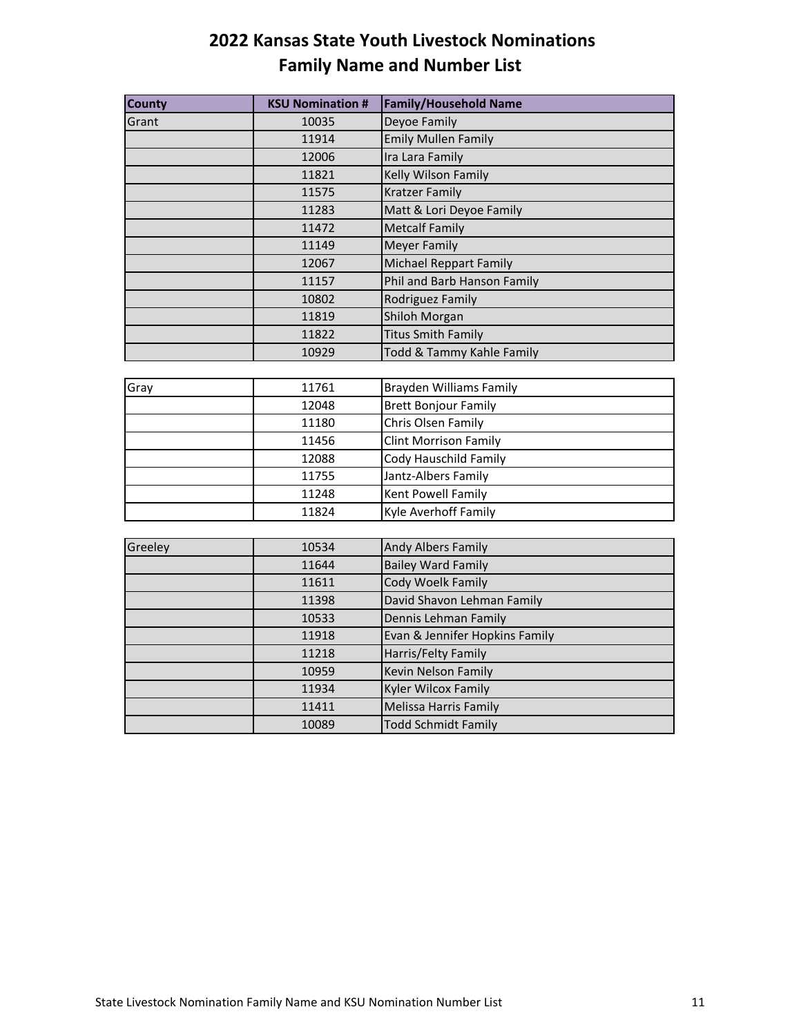# 2022 Kansas State Youth Livestock Nominations
## Family Name and Number List

| County | KSU Nomination # | Family/Household Name |
|---|---|---|
| Grant | 10035 | Deyoe Family |
| | 11914 | Emily Mullen Family |
| | 12006 | Ira Lara Family |
| | 11821 | Kelly Wilson Family |
| | 11575 | Kratzer Family |
| | 11283 | Matt & Lori Deyoe Family |
| | 11472 | Metcalf Family |
| | 11149 | Meyer Family |
| | 12067 | Michael Reppart Family |
| | 11157 | Phil and Barb Hanson Family |
| | 10802 | Rodriguez Family |
| | 11819 | Shiloh Morgan |
| | 11822 | Titus Smith Family |
| | 10929 | Todd & Tammy Kahle Family |
| Gray | 11761 | Brayden Williams Family |
| | 12048 | Brett Bonjour Family |
| | 11180 | Chris Olsen Family |
| | 11456 | Clint Morrison Family |
| | 12088 | Cody Hauschild Family |
| | 11755 | Jantz-Albers Family |
| | 11248 | Kent Powell Family |
| | 11824 | Kyle Averhoff Family |
| Greeley | 10534 | Andy Albers Family |
| | 11644 | Bailey Ward Family |
| | 11611 | Cody Woelk Family |
| | 11398 | David Shavon Lehman Family |
| | 10533 | Dennis Lehman Family |
| | 11918 | Evan & Jennifer Hopkins Family |
| | 11218 | Harris/Felty Family |
| | 10959 | Kevin Nelson Family |
| | 11934 | Kyler Wilcox Family |
| | 11411 | Melissa Harris Family |
| | 10089 | Todd Schmidt Family |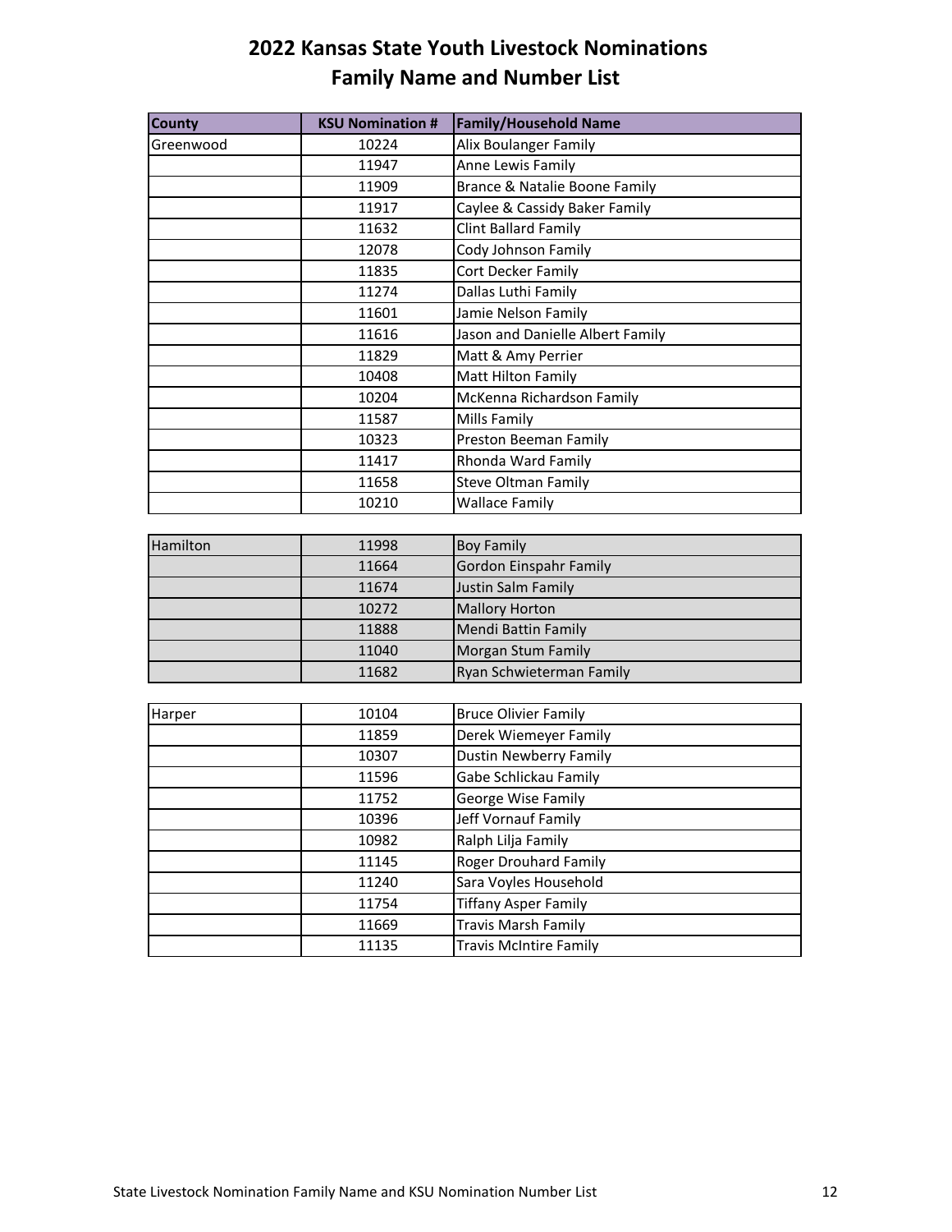# 2022 Kansas State Youth Livestock Nominations
## Family Name and Number List

| County | KSU Nomination # | Family/Household Name |
|---|---|---|
| Greenwood | 10224 | Alix Boulanger Family |
| | 11947 | Anne Lewis Family |
| | 11909 | Brance & Natalie Boone Family |
| | 11917 | Caylee & Cassidy Baker Family |
| | 11632 | Clint Ballard Family |
| | 12078 | Cody Johnson Family |
| | 11835 | Cort Decker Family |
| | 11274 | Dallas Luthi Family |
| | 11601 | Jamie Nelson Family |
| | 11616 | Jason and Danielle Albert Family |
| | 11829 | Matt & Amy Perrier |
| | 10408 | Matt Hilton Family |
| | 10204 | McKenna Richardson Family |
| | 11587 | Mills Family |
| | 10323 | Preston Beeman Family |
| | 11417 | Rhonda Ward Family |
| | 11658 | Steve Oltman Family |
| | 10210 | Wallace Family |
| Hamilton | 11998 | Boy Family |
| | 11664 | Gordon Einspahr Family |
| | 11674 | Justin Salm Family |
| | 10272 | Mallory Horton |
| | 11888 | Mendi Battin Family |
| | 11040 | Morgan Stum Family |
| | 11682 | Ryan Schwieterman Family |
| Harper | 10104 | Bruce Olivier Family |
| | 11859 | Derek Wiemeyer Family |
| | 10307 | Dustin Newberry Family |
| | 11596 | Gabe Schlickau Family |
| | 11752 | George Wise Family |
| | 10396 | Jeff Vornauf Family |
| | 10982 | Ralph Lilja Family |
| | 11145 | Roger Drouhard Family |
| | 11240 | Sara Voyles Household |
| | 11754 | Tiffany Asper Family |
| | 11669 | Travis Marsh Family |
| | 11135 | Travis McIntire Family |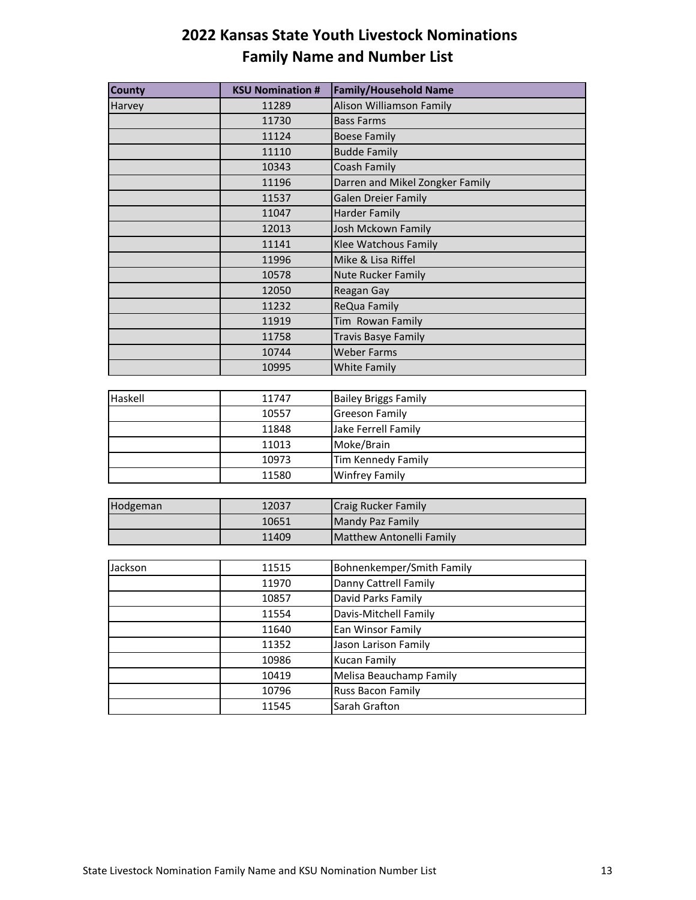# 2022 Kansas State Youth Livestock Nominations
## Family Name and Number List

| County | KSU Nomination # | Family/Household Name |
|---|---|---|
| Harvey | 11289 | Alison Williamson Family |
| | 11730 | Bass Farms |
| | 11124 | Boese Family |
| | 11110 | Budde Family |
| | 10343 | Coash Family |
| | 11196 | Darren and Mikel Zongker Family |
| | 11537 | Galen Dreier Family |
| | 11047 | Harder Family |
| | 12013 | Josh Mckown Family |
| | 11141 | Klee Watchous Family |
| | 11996 | Mike & Lisa Riffel |
| | 10578 | Nute Rucker Family |
| | 12050 | Reagan Gay |
| | 11232 | ReQua Family |
| | 11919 | Tim Rowan Family |
| | 11758 | Travis Basye Family |
| | 10744 | Weber Farms |
| | 10995 | White Family |
| Haskell | 11747 | Bailey Briggs Family |
| | 10557 | Greeson Family |
| | 11848 | Jake Ferrell Family |
| | 11013 | Moke/Brain |
| | 10973 | Tim Kennedy Family |
| | 11580 | Winfrey Family |
| Hodgeman | 12037 | Craig Rucker Family |
| | 10651 | Mandy Paz Family |
| | 11409 | Matthew Antonelli Family |
| Jackson | 11515 | Bohnenkemper/Smith Family |
| | 11970 | Danny Cattrell Family |
| | 10857 | David Parks Family |
| | 11554 | Davis-Mitchell Family |
| | 11640 | Ean Winsor Family |
| | 11352 | Jason Larison Family |
| | 10986 | Kucan Family |
| | 10419 | Melisa Beauchamp Family |
| | 10796 | Russ Bacon Family |
| | 11545 | Sarah Grafton |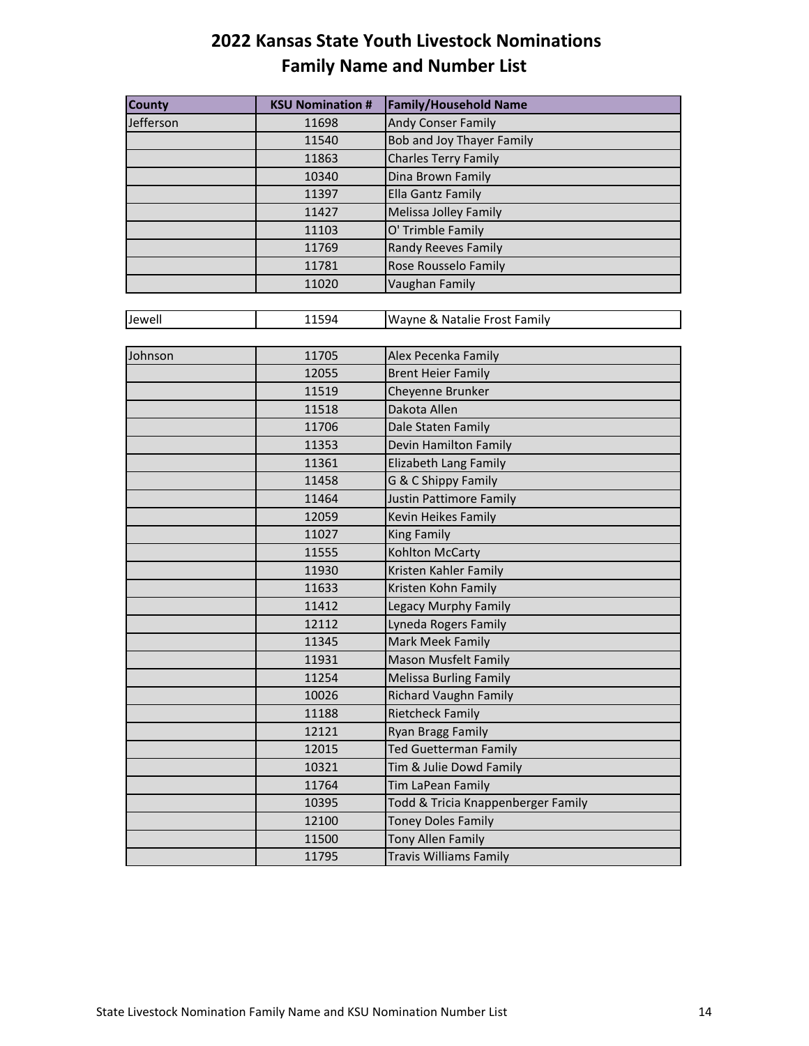# 2022 Kansas State Youth Livestock Nominations
## Family Name and Number List

| County | KSU Nomination # | Family/Household Name |
|---|---|---|
| Jefferson | 11698 | Andy Conser Family |
| | 11540 | Bob and Joy Thayer Family |
| | 11863 | Charles Terry Family |
| | 10340 | Dina Brown Family |
| | 11397 | Ella Gantz Family |
| | 11427 | Melissa Jolley Family |
| | 11103 | O' Trimble Family |
| | 11769 | Randy Reeves Family |
| | 11781 | Rose Rousselo Family |
| | 11020 | Vaughan Family |
| Jewell | 11594 | Wayne & Natalie Frost Family |
| Johnson | 11705 | Alex Pecenka Family |
| | 12055 | Brent Heier Family |
| | 11519 | Cheyenne Brunker |
| | 11518 | Dakota Allen |
| | 11706 | Dale Staten Family |
| | 11353 | Devin Hamilton Family |
| | 11361 | Elizabeth Lang Family |
| | 11458 | G & C Shippy Family |
| | 11464 | Justin Pattimore Family |
| | 12059 | Kevin Heikes Family |
| | 11027 | King Family |
| | 11555 | Kohlton McCarty |
| | 11930 | Kristen Kahler Family |
| | 11633 | Kristen Kohn Family |
| | 11412 | Legacy Murphy Family |
| | 12112 | Lyneda Rogers Family |
| | 11345 | Mark Meek Family |
| | 11931 | Mason Musfelt Family |
| | 11254 | Melissa Burling Family |
| | 10026 | Richard Vaughn Family |
| | 11188 | Rietcheck Family |
| | 12121 | Ryan Bragg Family |
| | 12015 | Ted Guetterman Family |
| | 10321 | Tim & Julie Dowd Family |
| | 11764 | Tim LaPean Family |
| | 10395 | Todd & Tricia Knappenberger Family |
| | 12100 | Toney Doles Family |
| | 11500 | Tony Allen Family |
| | 11795 | Travis Williams Family |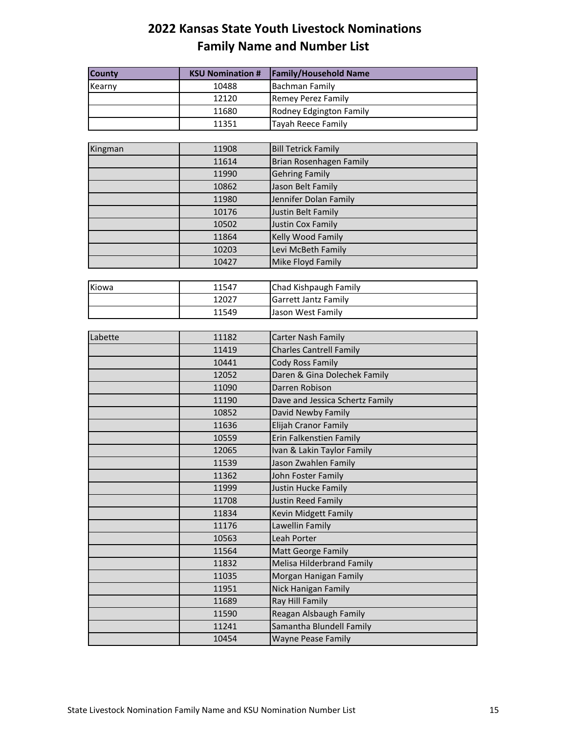# 2022 Kansas State Youth Livestock Nominations
## Family Name and Number List

| County | KSU Nomination # | Family/Household Name |
|---|---|---|
| Kearny | 10488 | Bachman Family |
| | 12120 | Remey Perez Family |
| | 11680 | Rodney Edgington Family |
| | 11351 | Tayah Reece Family |
| Kingman | 11908 | Bill Tetrick Family |
| | 11614 | Brian Rosenhagen Family |
| | 11990 | Gehring Family |
| | 10862 | Jason Belt Family |
| | 11980 | Jennifer Dolan Family |
| | 10176 | Justin Belt Family |
| | 10502 | Justin Cox Family |
| | 11864 | Kelly Wood Family |
| | 10203 | Levi McBeth Family |
| | 10427 | Mike Floyd Family |
| Kiowa | 11547 | Chad Kishpaugh Family |
| | 12027 | Garrett Jantz Family |
| | 11549 | Jason West Family |
| Labette | 11182 | Carter Nash Family |
| | 11419 | Charles Cantrell Family |
| | 10441 | Cody Ross Family |
| | 12052 | Daren & Gina Dolechek Family |
| | 11090 | Darren Robison |
| | 11190 | Dave and Jessica Schertz Family |
| | 10852 | David Newby Family |
| | 11636 | Elijah Cranor Family |
| | 10559 | Erin Falkenstien Family |
| | 12065 | Ivan & Lakin Taylor Family |
| | 11539 | Jason Zwahlen Family |
| | 11362 | John Foster Family |
| | 11999 | Justin Hucke Family |
| | 11708 | Justin Reed Family |
| | 11834 | Kevin Midgett Family |
| | 11176 | Lawellin Family |
| | 10563 | Leah Porter |
| | 11564 | Matt George Family |
| | 11832 | Melisa Hilderbrand Family |
| | 11035 | Morgan Hanigan Family |
| | 11951 | Nick Hanigan Family |
| | 11689 | Ray Hill Family |
| | 11590 | Reagan Alsbaugh Family |
| | 11241 | Samantha Blundell Family |
| | 10454 | Wayne Pease Family |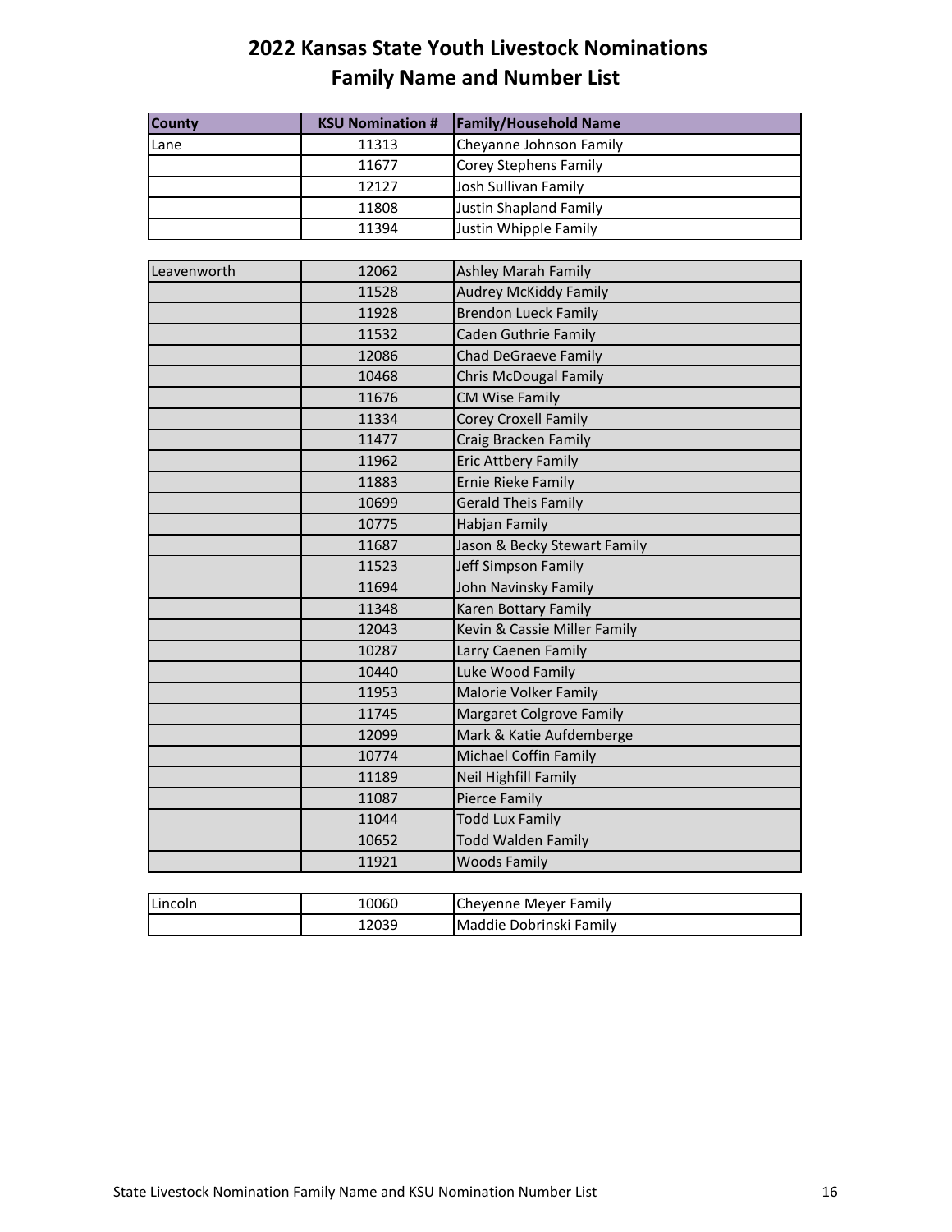# 2022 Kansas State Youth Livestock Nominations
## Family Name and Number List

| County | KSU Nomination # | Family/Household Name |
|---|---|---|
| Lane | 11313 | Cheyanne Johnson Family |
| | 11677 | Corey Stephens Family |
| | 12127 | Josh Sullivan Family |
| | 11808 | Justin Shapland Family |
| | 11394 | Justin Whipple Family |
| Leavenworth | 12062 | Ashley Marah Family |
| | 11528 | Audrey McKiddy Family |
| | 11928 | Brendon Lueck Family |
| | 11532 | Caden Guthrie Family |
| | 12086 | Chad DeGraeve Family |
| | 10468 | Chris McDougal Family |
| | 11676 | CM Wise Family |
| | 11334 | Corey Croxell Family |
| | 11477 | Craig Bracken Family |
| | 11962 | Eric Attbery Family |
| | 11883 | Ernie Rieke Family |
| | 10699 | Gerald Theis Family |
| | 10775 | Habjan Family |
| | 11687 | Jason & Becky Stewart Family |
| | 11523 | Jeff Simpson Family |
| | 11694 | John Navinsky Family |
| | 11348 | Karen Bottary Family |
| | 12043 | Kevin & Cassie Miller Family |
| | 10287 | Larry Caenen Family |
| | 10440 | Luke Wood Family |
| | 11953 | Malorie Volker Family |
| | 11745 | Margaret Colgrove Family |
| | 12099 | Mark & Katie Aufdemberge |
| | 10774 | Michael Coffin Family |
| | 11189 | Neil Highfill Family |
| | 11087 | Pierce Family |
| | 11044 | Todd Lux Family |
| | 10652 | Todd Walden Family |
| | 11921 | Woods Family |
| Lincoln | 10060 | Cheyenne Meyer Family |
| | 12039 | Maddie Dobrinski Family |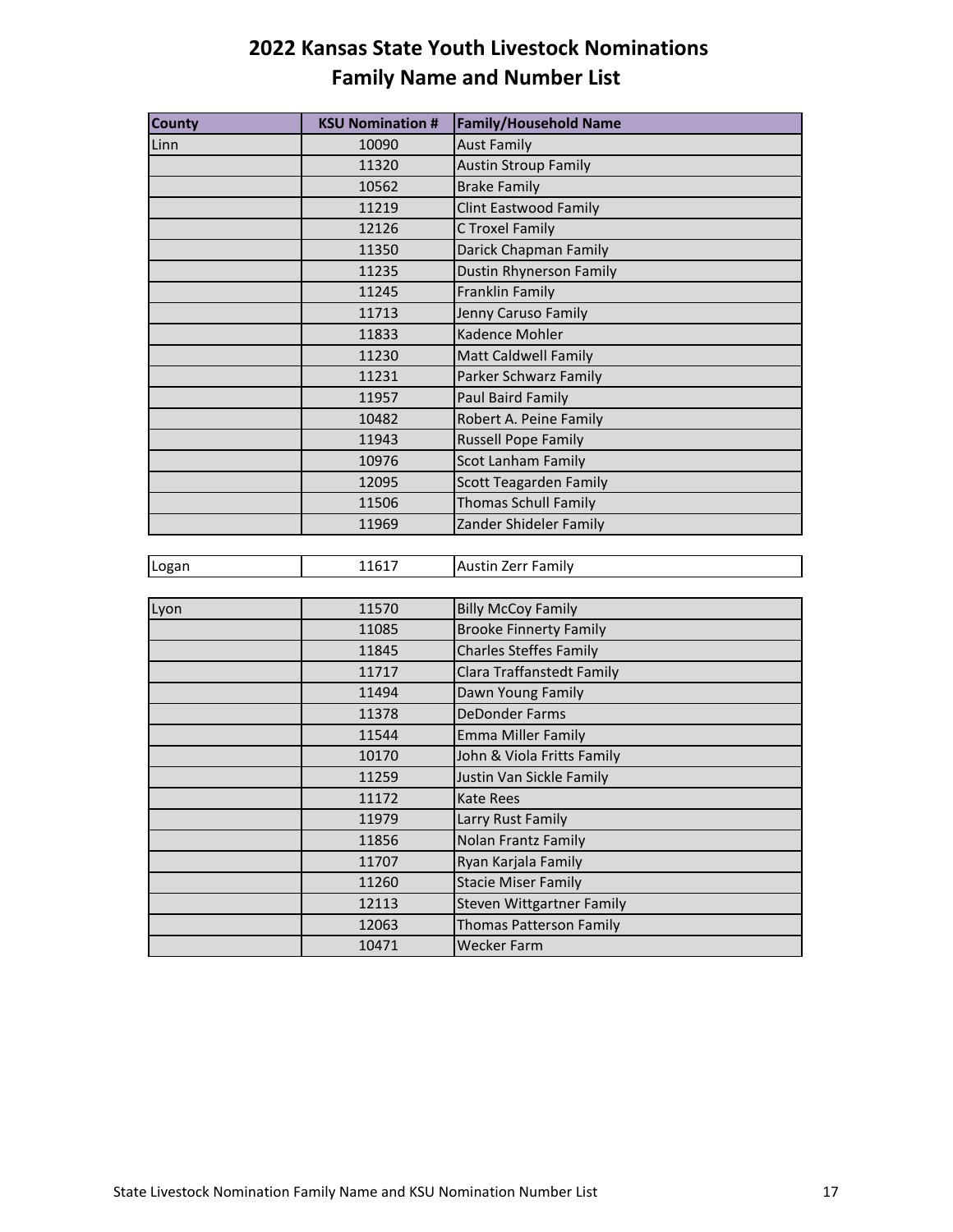# 2022 Kansas State Youth Livestock Nominations
## Family Name and Number List

| County | KSU Nomination # | Family/Household Name |
|---|---|---|
| Linn | 10090 | Aust Family |
| | 11320 | Austin Stroup Family |
| | 10562 | Brake Family |
| | 11219 | Clint Eastwood Family |
| | 12126 | C Troxel Family |
| | 11350 | Darick Chapman Family |
| | 11235 | Dustin Rhynerson Family |
| | 11245 | Franklin Family |
| | 11713 | Jenny Caruso Family |
| | 11833 | Kadence Mohler |
| | 11230 | Matt Caldwell Family |
| | 11231 | Parker Schwarz Family |
| | 11957 | Paul Baird Family |
| | 10482 | Robert A. Peine Family |
| | 11943 | Russell Pope Family |
| | 10976 | Scot Lanham Family |
| | 12095 | Scott Teagarden Family |
| | 11506 | Thomas Schull Family |
| | 11969 | Zander Shideler Family |
| Logan | 11617 | Austin Zerr Family |
| Lyon | 11570 | Billy McCoy Family |
| | 11085 | Brooke Finnerty Family |
| | 11845 | Charles Steffes Family |
| | 11717 | Clara Traffanstedt Family |
| | 11494 | Dawn Young Family |
| | 11378 | DeDonder Farms |
| | 11544 | Emma Miller Family |
| | 10170 | John & Viola Fritts Family |
| | 11259 | Justin Van Sickle Family |
| | 11172 | Kate Rees |
| | 11979 | Larry Rust Family |
| | 11856 | Nolan Frantz Family |
| | 11707 | Ryan Karjala Family |
| | 11260 | Stacie Miser Family |
| | 12113 | Steven Wittgartner Family |
| | 12063 | Thomas Patterson Family |
| | 10471 | Wecker Farm |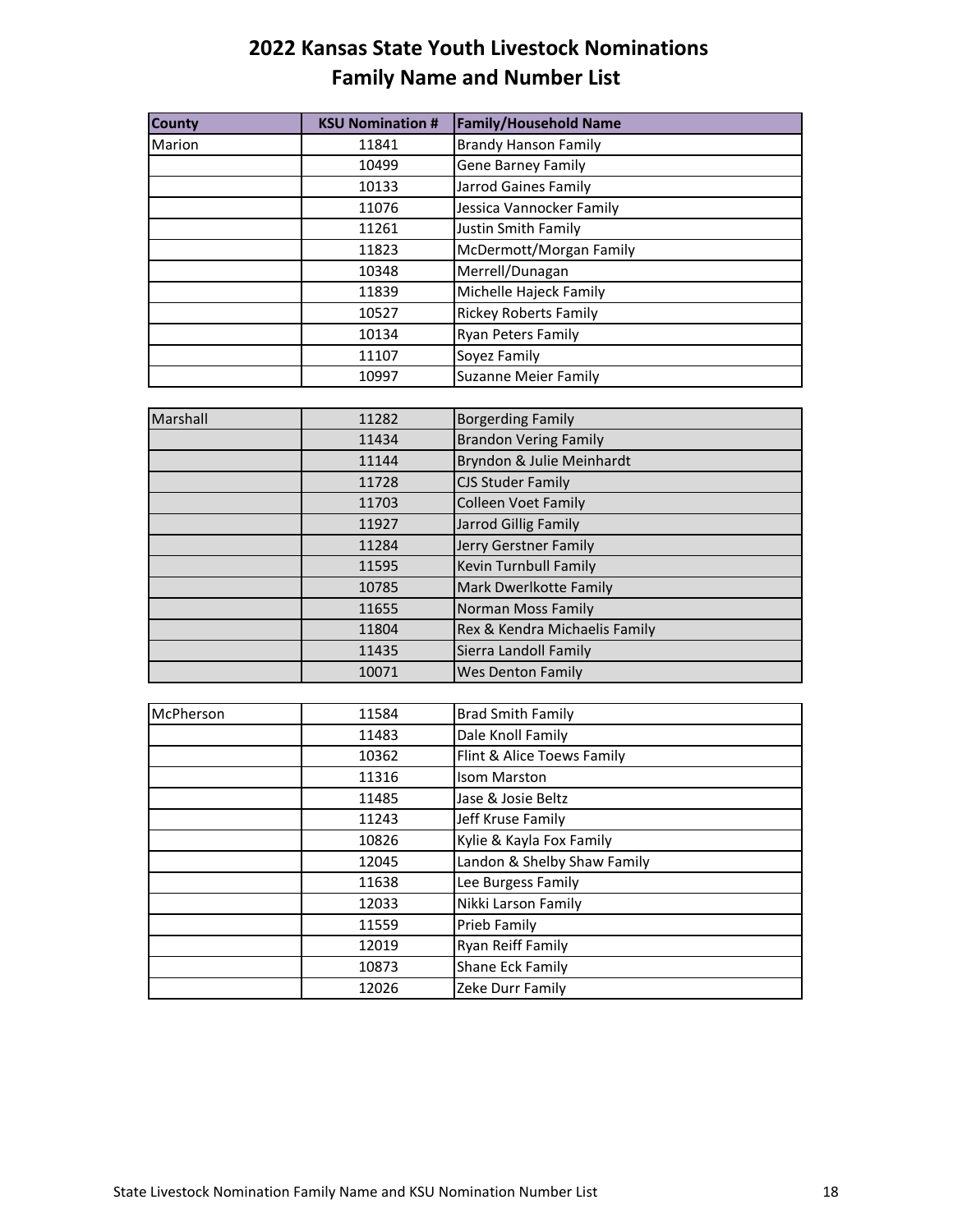# 2022 Kansas State Youth Livestock Nominations
## Family Name and Number List

| County | KSU Nomination # | Family/Household Name |
|---|---|---|
| Marion | 11841 | Brandy Hanson Family |
| | 10499 | Gene Barney Family |
| | 10133 | Jarrod Gaines Family |
| | 11076 | Jessica Vannocker Family |
| | 11261 | Justin Smith Family |
| | 11823 | McDermott/Morgan Family |
| | 10348 | Merrell/Dunagan |
| | 11839 | Michelle Hajeck Family |
| | 10527 | Rickey Roberts Family |
| | 10134 | Ryan Peters Family |
| | 11107 | Soyez Family |
| | 10997 | Suzanne Meier Family |
| Marshall | 11282 | Borgerding Family |
| | 11434 | Brandon Vering Family |
| | 11144 | Bryndon & Julie Meinhardt |
| | 11728 | CJS Studer Family |
| | 11703 | Colleen Voet Family |
| | 11927 | Jarrod Gillig Family |
| | 11284 | Jerry Gerstner Family |
| | 11595 | Kevin Turnbull Family |
| | 10785 | Mark Dwerlkotte Family |
| | 11655 | Norman Moss Family |
| | 11804 | Rex & Kendra Michaelis Family |
| | 11435 | Sierra Landoll Family |
| | 10071 | Wes Denton Family |
| McPherson | 11584 | Brad Smith Family |
| | 11483 | Dale Knoll Family |
| | 10362 | Flint & Alice Toews Family |
| | 11316 | Isom Marston |
| | 11485 | Jase & Josie Beltz |
| | 11243 | Jeff Kruse Family |
| | 10826 | Kylie & Kayla Fox Family |
| | 12045 | Landon & Shelby Shaw Family |
| | 11638 | Lee Burgess Family |
| | 12033 | Nikki Larson Family |
| | 11559 | Prieb Family |
| | 12019 | Ryan Reiff Family |
| | 10873 | Shane Eck Family |
| | 12026 | Zeke Durr Family |

State Livestock Nomination Family Name and KSU Nomination Number List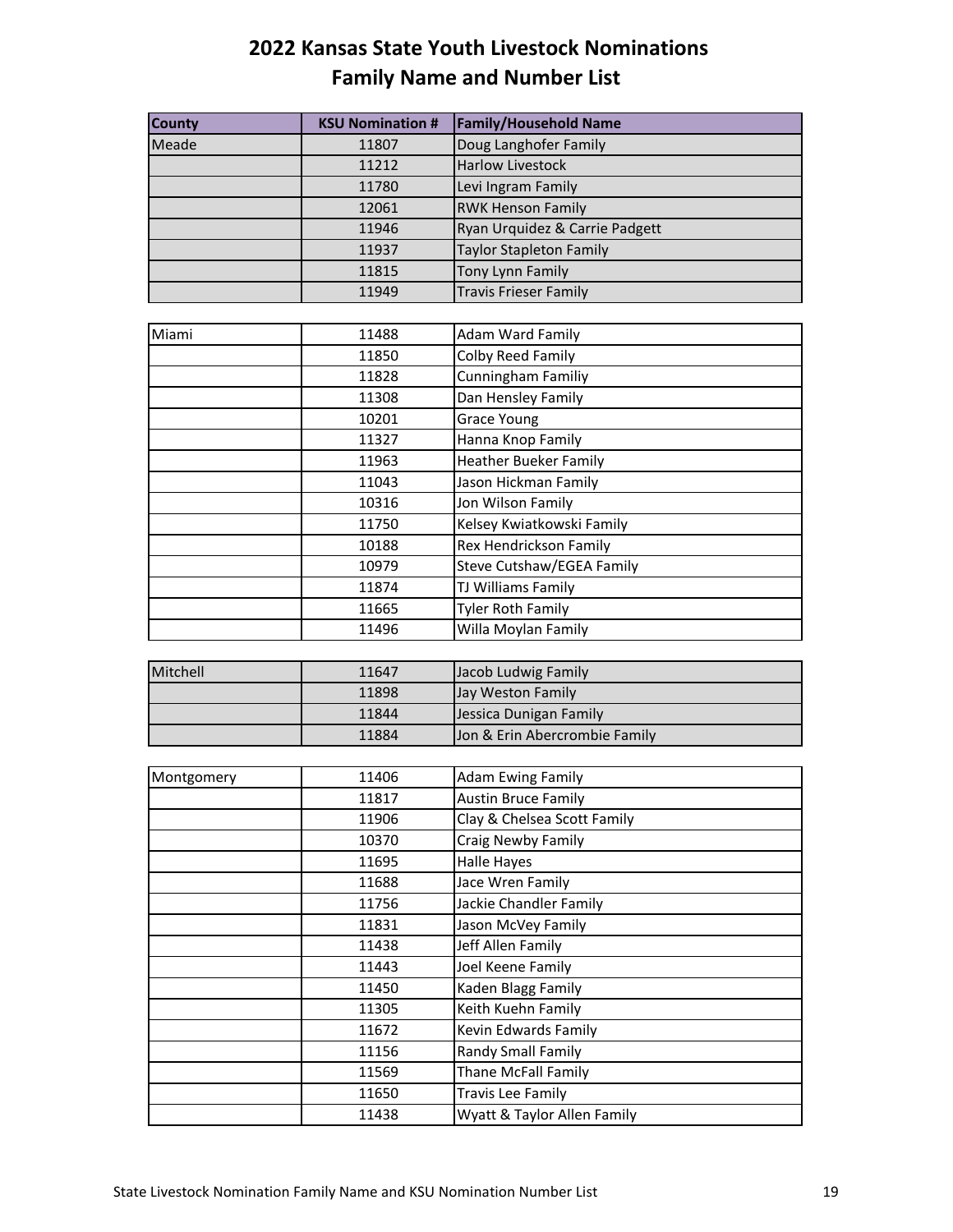# 2022 Kansas State Youth Livestock Nominations
## Family Name and Number List

| County | KSU Nomination # | Family/Household Name |
|---|---|---|
| Meade | 11807 | Doug Langhofer Family |
| | 11212 | Harlow Livestock |
| | 11780 | Levi Ingram Family |
| | 12061 | RWK Henson Family |
| | 11946 | Ryan Urquidez & Carrie Padgett |
| | 11937 | Taylor Stapleton Family |
| | 11815 | Tony Lynn Family |
| | 11949 | Travis Frieser Family |
| Miami | 11488 | Adam Ward Family |
| | 11850 | Colby Reed Family |
| | 11828 | Cunningham Familiy |
| | 11308 | Dan Hensley Family |
| | 10201 | Grace Young |
| | 11327 | Hanna Knop Family |
| | 11963 | Heather Bueker Family |
| | 11043 | Jason Hickman Family |
| | 10316 | Jon Wilson Family |
| | 11750 | Kelsey Kwiatkowski Family |
| | 10188 | Rex Hendrickson Family |
| | 10979 | Steve Cutshaw/EGEA Family |
| | 11874 | TJ Williams Family |
| | 11665 | Tyler Roth Family |
| | 11496 | Willa Moylan Family |
| Mitchell | 11647 | Jacob Ludwig Family |
| | 11898 | Jay Weston Family |
| | 11844 | Jessica Dunigan Family |
| | 11884 | Jon & Erin Abercrombie Family |
| Montgomery | 11406 | Adam Ewing Family |
| | 11817 | Austin Bruce Family |
| | 11906 | Clay & Chelsea Scott Family |
| | 10370 | Craig Newby Family |
| | 11695 | Halle Hayes |
| | 11688 | Jace Wren Family |
| | 11756 | Jackie Chandler Family |
| | 11831 | Jason McVey Family |
| | 11438 | Jeff Allen Family |
| | 11443 | Joel Keene Family |
| | 11450 | Kaden Blagg Family |
| | 11305 | Keith Kuehn Family |
| | 11672 | Kevin Edwards Family |
| | 11156 | Randy Small Family |
| | 11569 | Thane McFall Family |
| | 11650 | Travis Lee Family |
| | 11438 | Wyatt & Taylor Allen Family |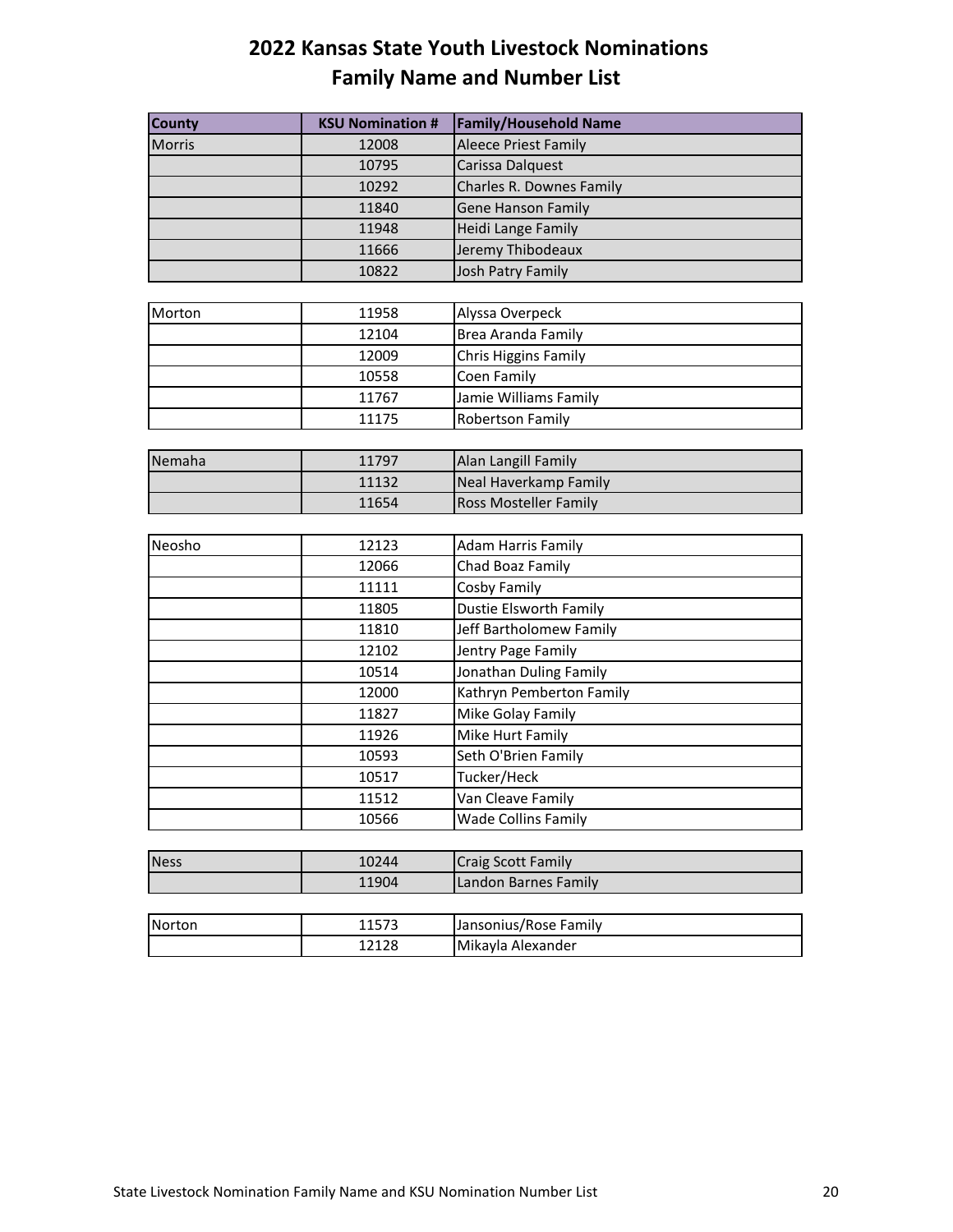# 2022 Kansas State Youth Livestock Nominations
## Family Name and Number List

| County | KSU Nomination # | Family/Household Name |
|---|---|---|
| Morris | 12008 | Aleece Priest Family |
| | 10795 | Carissa Dalquest |
| | 10292 | Charles R. Downes Family |
| | 11840 | Gene Hanson Family |
| | 11948 | Heidi Lange Family |
| | 11666 | Jeremy Thibodeaux |
| | 10822 | Josh Patry Family |
| Morton | 11958 | Alyssa Overpeck |
| | 12104 | Brea Aranda Family |
| | 12009 | Chris Higgins Family |
| | 10558 | Coen Family |
| | 11767 | Jamie Williams Family |
| | 11175 | Robertson Family |
| Nemaha | 11797 | Alan Langill Family |
| | 11132 | Neal Haverkamp Family |
| | 11654 | Ross Mosteller Family |
| Neosho | 12123 | Adam Harris Family |
| | 12066 | Chad Boaz Family |
| | 11111 | Cosby Family |
| | 11805 | Dustie Elsworth Family |
| | 11810 | Jeff Bartholomew Family |
| | 12102 | Jentry Page Family |
| | 10514 | Jonathan Duling Family |
| | 12000 | Kathryn Pemberton Family |
| | 11827 | Mike Golay Family |
| | 11926 | Mike Hurt Family |
| | 10593 | Seth O'Brien Family |
| | 10517 | Tucker/Heck |
| | 11512 | Van Cleave Family |
| | 10566 | Wade Collins Family |
| Ness | 10244 | Craig Scott Family |
| | 11904 | Landon Barnes Family |
| Norton | 11573 | Jansonius/Rose Family |
| | 12128 | Mikayla Alexander |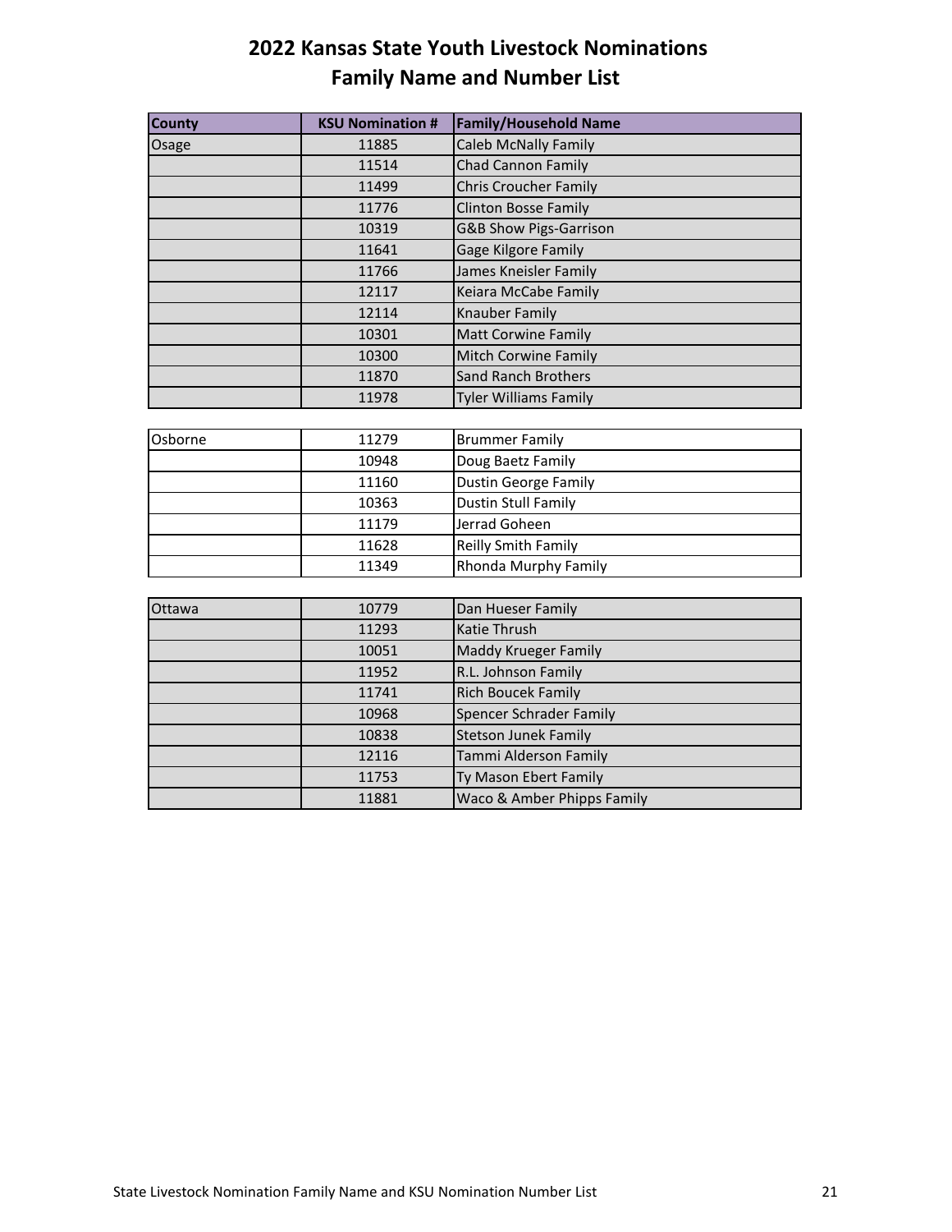# 2022 Kansas State Youth Livestock Nominations
## Family Name and Number List

| County | KSU Nomination # | Family/Household Name |
|---|---|---|
| Osage | 11885 | Caleb McNally Family |
| | 11514 | Chad Cannon Family |
| | 11499 | Chris Croucher Family |
| | 11776 | Clinton Bosse Family |
| | 10319 | G&B Show Pigs-Garrison |
| | 11641 | Gage Kilgore Family |
| | 11766 | James Kneisler Family |
| | 12117 | Keiara McCabe Family |
| | 12114 | Knauber Family |
| | 10301 | Matt Corwine Family |
| | 10300 | Mitch Corwine Family |
| | 11870 | Sand Ranch Brothers |
| | 11978 | Tyler Williams Family |
| Osborne | 11279 | Brummer Family |
| | 10948 | Doug Baetz Family |
| | 11160 | Dustin George Family |
| | 10363 | Dustin Stull Family |
| | 11179 | Jerrad Goheen |
| | 11628 | Reilly Smith Family |
| | 11349 | Rhonda Murphy Family |
| Ottawa | 10779 | Dan Hueser Family |
| | 11293 | Katie Thrush |
| | 10051 | Maddy Krueger Family |
| | 11952 | R.L. Johnson Family |
| | 11741 | Rich Boucek Family |
| | 10968 | Spencer Schrader Family |
| | 10838 | Stetson Junek Family |
| | 12116 | Tammi Alderson Family |
| | 11753 | Ty Mason Ebert Family |
| | 11881 | Waco & Amber Phipps Family |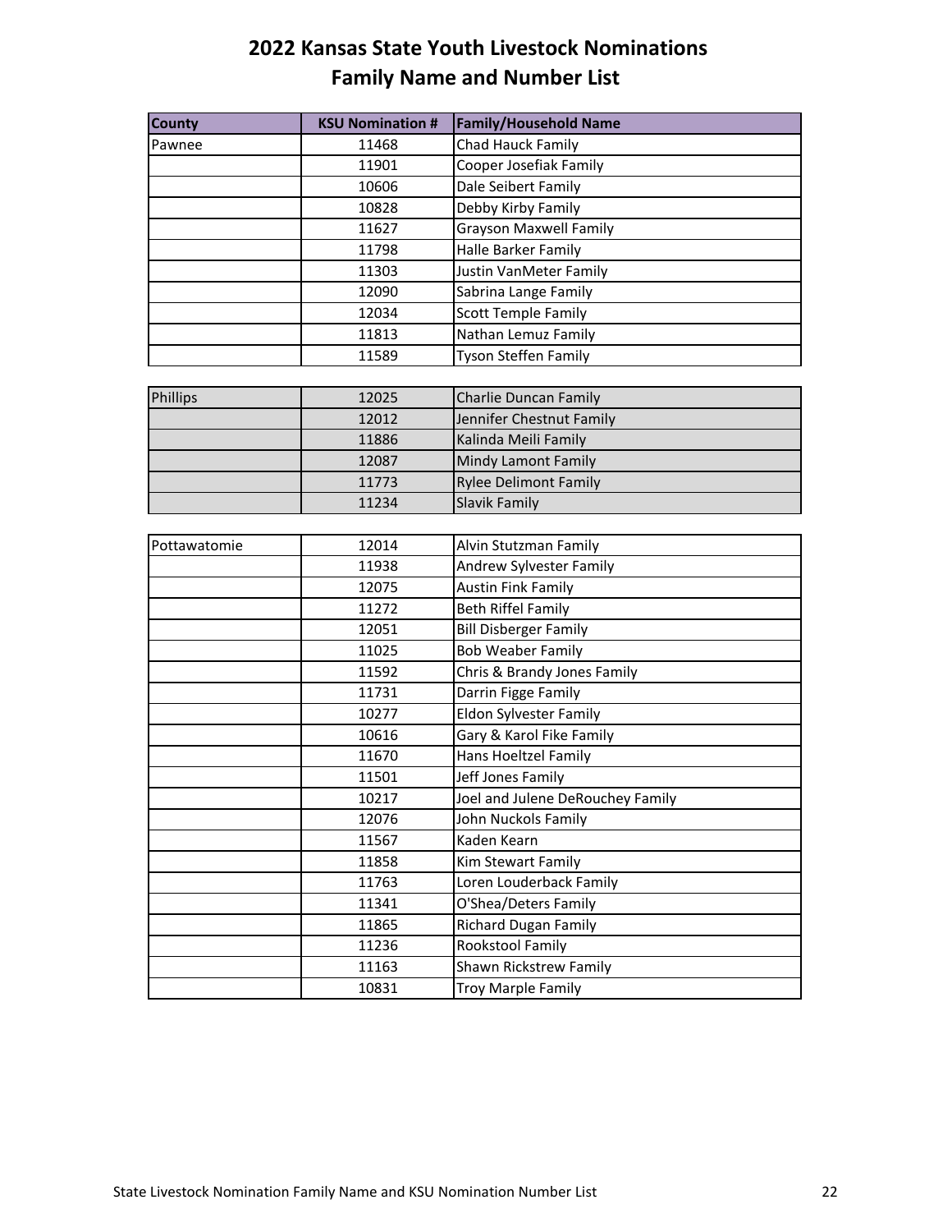# 2022 Kansas State Youth Livestock Nominations
## Family Name and Number List

| County | KSU Nomination # | Family/Household Name |
|---|---|---|
| Pawnee | 11468 | Chad Hauck Family |
| | 11901 | Cooper Josefiak Family |
| | 10606 | Dale Seibert Family |
| | 10828 | Debby Kirby Family |
| | 11627 | Grayson Maxwell Family |
| | 11798 | Halle Barker Family |
| | 11303 | Justin VanMeter Family |
| | 12090 | Sabrina Lange Family |
| | 12034 | Scott Temple Family |
| | 11813 | Nathan Lemuz Family |
| | 11589 | Tyson Steffen Family |
| Phillips | 12025 | Charlie Duncan Family |
| | 12012 | Jennifer Chestnut Family |
| | 11886 | Kalinda Meili Family |
| | 12087 | Mindy Lamont Family |
| | 11773 | Rylee Delimont Family |
| | 11234 | Slavik Family |
| Pottawatomie | 12014 | Alvin Stutzman Family |
| | 11938 | Andrew Sylvester Family |
| | 12075 | Austin Fink Family |
| | 11272 | Beth Riffel Family |
| | 12051 | Bill Disberger Family |
| | 11025 | Bob Weaber Family |
| | 11592 | Chris & Brandy Jones Family |
| | 11731 | Darrin Figge Family |
| | 10277 | Eldon Sylvester Family |
| | 10616 | Gary & Karol Fike Family |
| | 11670 | Hans Hoeltzel Family |
| | 11501 | Jeff Jones Family |
| | 10217 | Joel and Julene DeRouchey Family |
| | 12076 | John Nuckols Family |
| | 11567 | Kaden Kearn |
| | 11858 | Kim Stewart Family |
| | 11763 | Loren Louderback Family |
| | 11341 | O'Shea/Deters Family |
| | 11865 | Richard Dugan Family |
| | 11236 | Rookstool Family |
| | 11163 | Shawn Rickstrew Family |
| | 10831 | Troy Marple Family |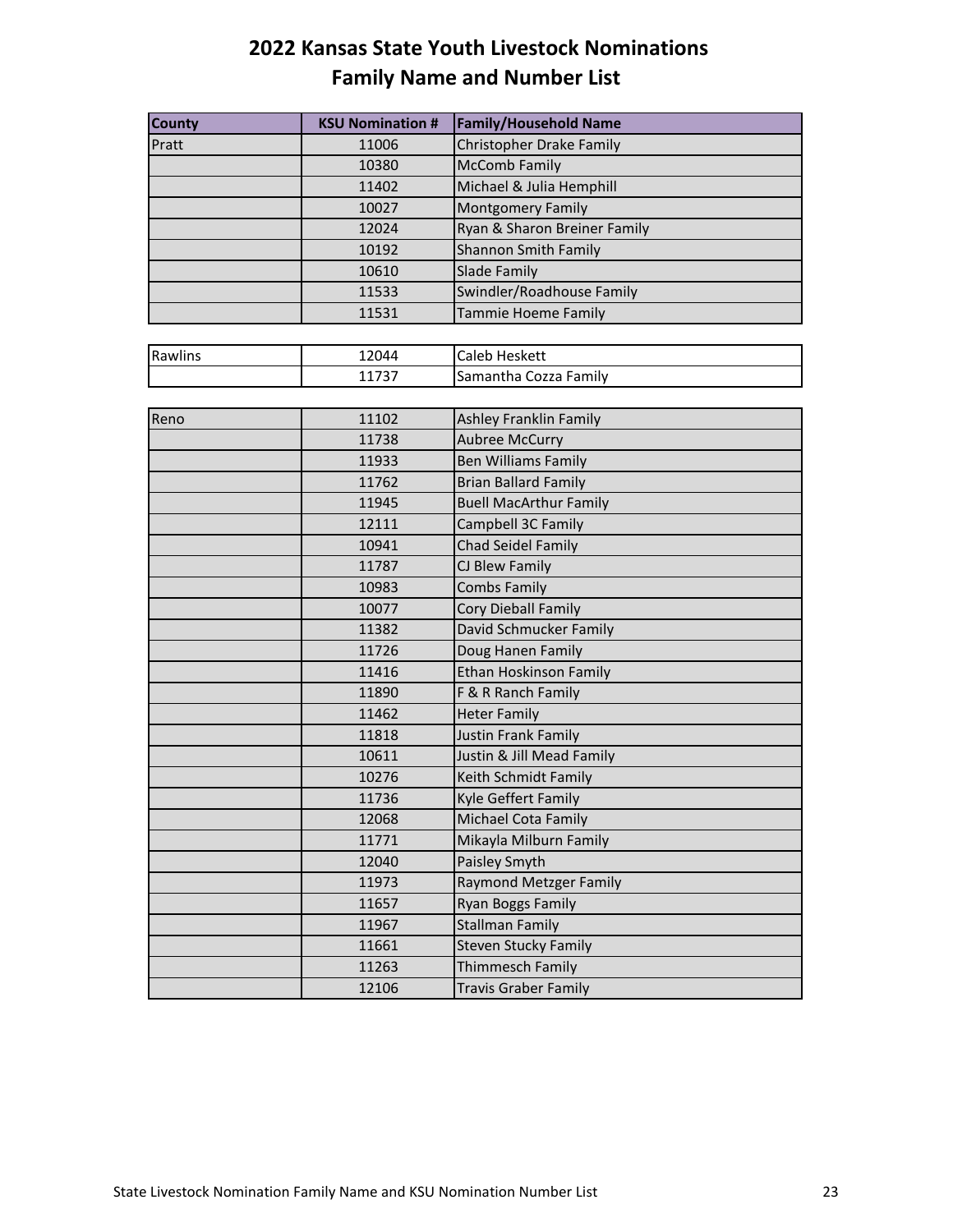# 2022 Kansas State Youth Livestock Nominations
## Family Name and Number List

| County | KSU Nomination # | Family/Household Name |
|---|---|---|
| Pratt | 11006 | Christopher Drake Family |
| | 10380 | McComb Family |
| | 11402 | Michael & Julia Hemphill |
| | 10027 | Montgomery Family |
| | 12024 | Ryan & Sharon Breiner Family |
| | 10192 | Shannon Smith Family |
| | 10610 | Slade Family |
| | 11533 | Swindler/Roadhouse Family |
| | 11531 | Tammie Hoeme Family |
| Rawlins | 12044 | Caleb Heskett |
| | 11737 | Samantha Cozza Family |
| Reno | 11102 | Ashley Franklin Family |
| | 11738 | Aubree McCurry |
| | 11933 | Ben Williams Family |
| | 11762 | Brian Ballard Family |
| | 11945 | Buell MacArthur Family |
| | 12111 | Campbell 3C Family |
| | 10941 | Chad Seidel Family |
| | 11787 | CJ Blew Family |
| | 10983 | Combs Family |
| | 10077 | Cory Dieball Family |
| | 11382 | David Schmucker Family |
| | 11726 | Doug Hanen Family |
| | 11416 | Ethan Hoskinson Family |
| | 11890 | F & R Ranch Family |
| | 11462 | Heter Family |
| | 11818 | Justin Frank Family |
| | 10611 | Justin & Jill Mead Family |
| | 10276 | Keith Schmidt Family |
| | 11736 | Kyle Geffert Family |
| | 12068 | Michael Cota Family |
| | 11771 | Mikayla Milburn Family |
| | 12040 | Paisley Smyth |
| | 11973 | Raymond Metzger Family |
| | 11657 | Ryan Boggs Family |
| | 11967 | Stallman Family |
| | 11661 | Steven Stucky Family |
| | 11263 | Thimmesch Family |
| | 12106 | Travis Graber Family |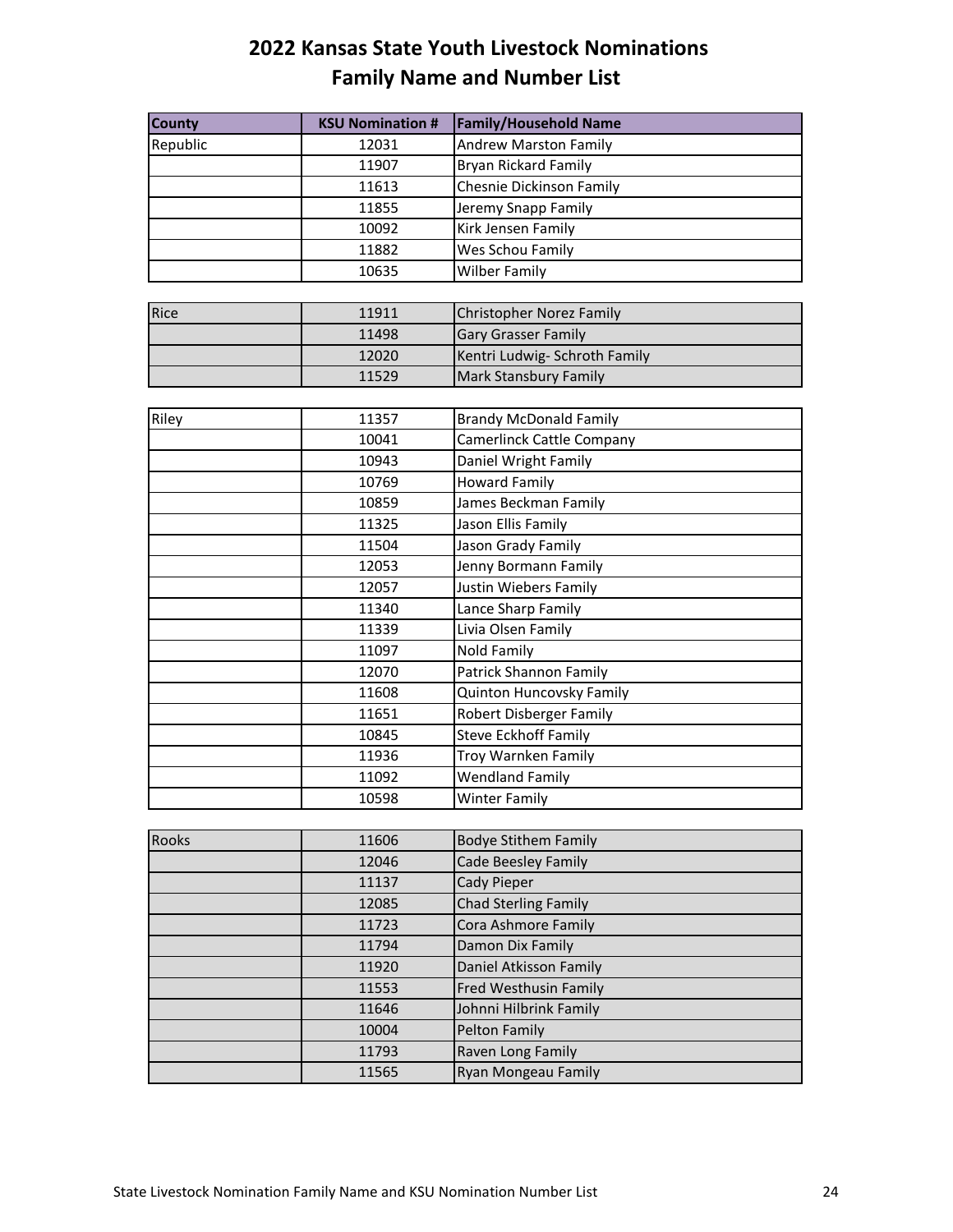# 2022 Kansas State Youth Livestock Nominations
## Family Name and Number List

| County | KSU Nomination # | Family/Household Name |
|---|---|---|
| Republic | 12031 | Andrew Marston Family |
| | 11907 | Bryan Rickard Family |
| | 11613 | Chesnie Dickinson Family |
| | 11855 | Jeremy Snapp Family |
| | 10092 | Kirk Jensen Family |
| | 11882 | Wes Schou Family |
| | 10635 | Wilber Family |
| Rice | 11911 | Christopher Norez Family |
| | 11498 | Gary Grasser Family |
| | 12020 | Kentri Ludwig- Schroth Family |
| | 11529 | Mark Stansbury Family |
| Riley | 11357 | Brandy McDonald Family |
| | 10041 | Camerlinck Cattle Company |
| | 10943 | Daniel Wright Family |
| | 10769 | Howard Family |
| | 10859 | James Beckman Family |
| | 11325 | Jason Ellis Family |
| | 11504 | Jason Grady Family |
| | 12053 | Jenny Bormann Family |
| | 12057 | Justin Wiebers Family |
| | 11340 | Lance Sharp Family |
| | 11339 | Livia Olsen Family |
| | 11097 | Nold Family |
| | 12070 | Patrick Shannon Family |
| | 11608 | Quinton Huncovsky Family |
| | 11651 | Robert Disberger Family |
| | 10845 | Steve Eckhoff Family |
| | 11936 | Troy Warnken Family |
| | 11092 | Wendland Family |
| | 10598 | Winter Family |
| Rooks | 11606 | Bodye Stithem Family |
| | 12046 | Cade Beesley Family |
| | 11137 | Cady Pieper |
| | 12085 | Chad Sterling Family |
| | 11723 | Cora Ashmore Family |
| | 11794 | Damon Dix Family |
| | 11920 | Daniel Atkisson Family |
| | 11553 | Fred Westhusin Family |
| | 11646 | Johnni Hilbrink Family |
| | 10004 | Pelton Family |
| | 11793 | Raven Long Family |
| | 11565 | Ryan Mongeau Family |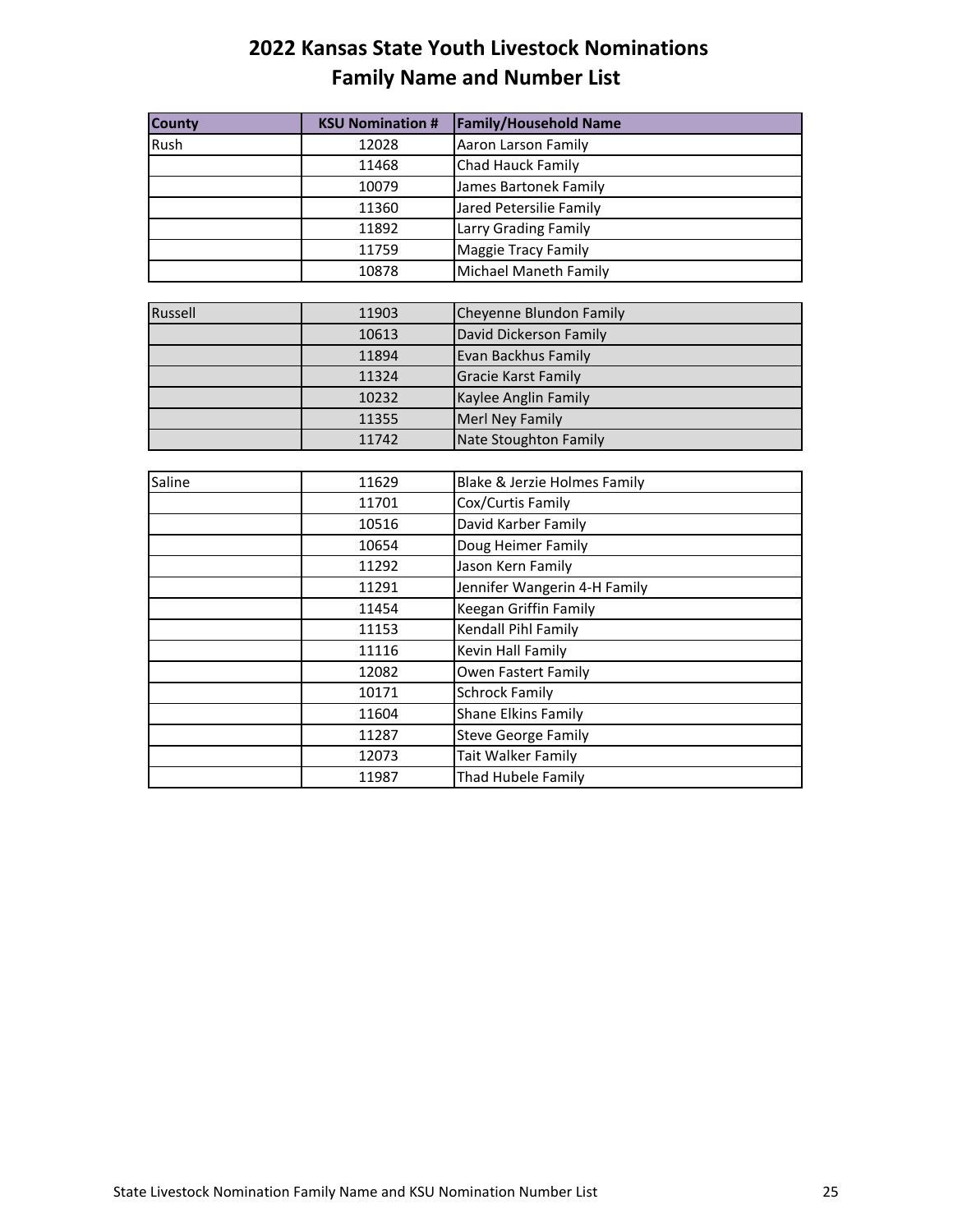# 2022 Kansas State Youth Livestock Nominations
## Family Name and Number List

| County | KSU Nomination # | Family/Household Name |
|---|---|---|
| Rush | 12028 | Aaron Larson Family |
| | 11468 | Chad Hauck Family |
| | 10079 | James Bartonek Family |
| | 11360 | Jared Petersilie Family |
| | 11892 | Larry Grading Family |
| | 11759 | Maggie Tracy Family |
| | 10878 | Michael Maneth Family |
| Russell | 11903 | Cheyenne Blundon Family |
| | 10613 | David Dickerson Family |
| | 11894 | Evan Backhus Family |
| | 11324 | Gracie Karst Family |
| | 10232 | Kaylee Anglin Family |
| | 11355 | Merl Ney Family |
| | 11742 | Nate Stoughton Family |
| Saline | 11629 | Blake & Jerzie Holmes Family |
| | 11701 | Cox/Curtis Family |
| | 10516 | David Karber Family |
| | 10654 | Doug Heimer Family |
| | 11292 | Jason Kern Family |
| | 11291 | Jennifer Wangerin 4-H Family |
| | 11454 | Keegan Griffin Family |
| | 11153 | Kendall Pihl Family |
| | 11116 | Kevin Hall Family |
| | 12082 | Owen Fastert Family |
| | 10171 | Schrock Family |
| | 11604 | Shane Elkins Family |
| | 11287 | Steve George Family |
| | 12073 | Tait Walker Family |
| | 11987 | Thad Hubele Family |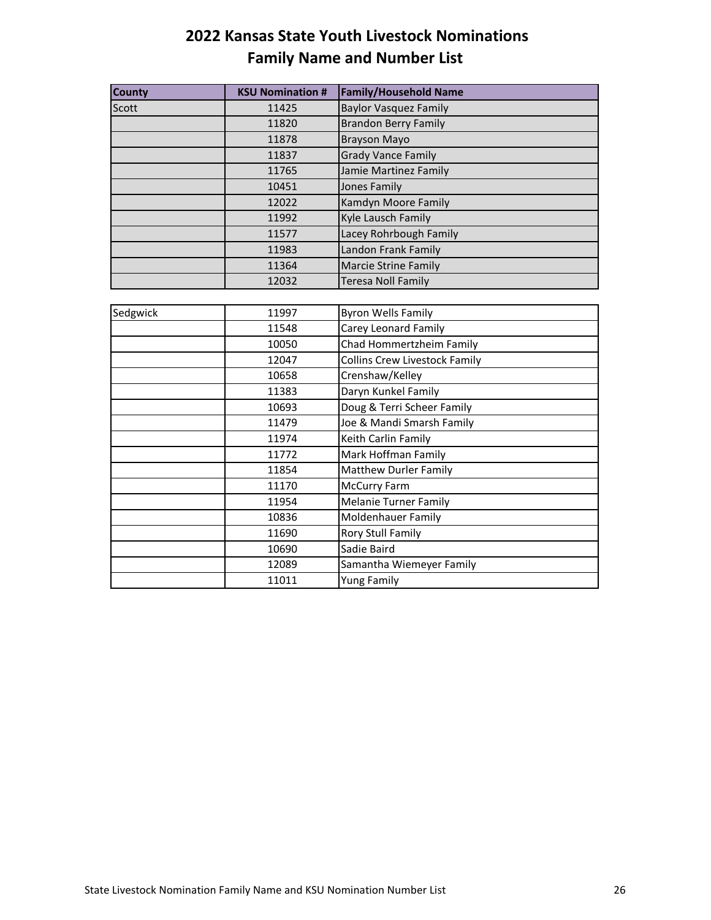# 2022 Kansas State Youth Livestock Nominations
## Family Name and Number List

| County | KSU Nomination # | Family/Household Name |
|---|---|---|
| Scott | 11425 | Baylor Vasquez Family |
| | 11820 | Brandon Berry Family |
| | 11878 | Brayson Mayo |
| | 11837 | Grady Vance Family |
| | 11765 | Jamie Martinez Family |
| | 10451 | Jones Family |
| | 12022 | Kamdyn Moore Family |
| | 11992 | Kyle Lausch Family |
| | 11577 | Lacey Rohrbough Family |
| | 11983 | Landon Frank Family |
| | 11364 | Marcie Strine Family |
| | 12032 | Teresa Noll Family |
| Sedgwick | 11997 | Byron Wells Family |
| | 11548 | Carey Leonard Family |
| | 10050 | Chad Hommertzheim Family |
| | 12047 | Collins Crew Livestock Family |
| | 10658 | Crenshaw/Kelley |
| | 11383 | Daryn Kunkel Family |
| | 10693 | Doug & Terri Scheer Family |
| | 11479 | Joe & Mandi Smarsh Family |
| | 11974 | Keith Carlin Family |
| | 11772 | Mark Hoffman Family |
| | 11854 | Matthew Durler Family |
| | 11170 | McCurry Farm |
| | 11954 | Melanie Turner Family |
| | 10836 | Moldenhauer Family |
| | 11690 | Rory Stull Family |
| | 10690 | Sadie Baird |
| | 12089 | Samantha Wiemeyer Family |
| | 11011 | Yung Family |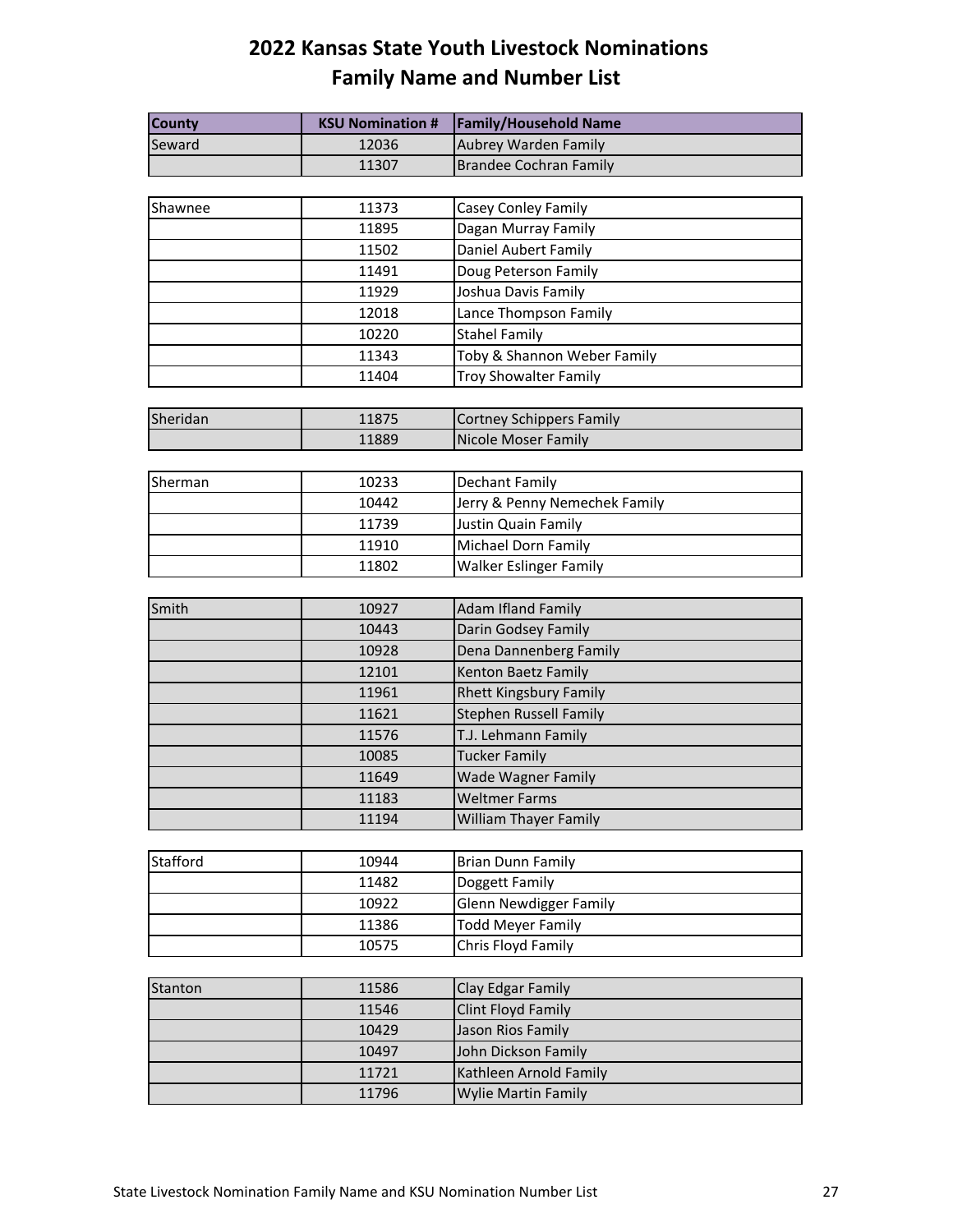# 2022 Kansas State Youth Livestock Nominations
## Family Name and Number List

| County | KSU Nomination # | Family/Household Name |
|---|---|---|
| Seward | 12036 | Aubrey Warden Family |
| | 11307 | Brandee Cochran Family |
| Shawnee | 11373 | Casey Conley Family |
| | 11895 | Dagan Murray Family |
| | 11502 | Daniel Aubert Family |
| | 11491 | Doug Peterson Family |
| | 11929 | Joshua Davis Family |
| | 12018 | Lance Thompson Family |
| | 10220 | Stahel Family |
| | 11343 | Toby & Shannon Weber Family |
| | 11404 | Troy Showalter Family |
| Sheridan | 11875 | Cortney Schippers Family |
| | 11889 | Nicole Moser Family |
| Sherman | 10233 | Dechant Family |
| | 10442 | Jerry & Penny Nemechek Family |
| | 11739 | Justin Quain Family |
| | 11910 | Michael Dorn Family |
| | 11802 | Walker Eslinger Family |
| Smith | 10927 | Adam Ifland Family |
| | 10443 | Darin Godsey Family |
| | 10928 | Dena Dannenberg Family |
| | 12101 | Kenton Baetz Family |
| | 11961 | Rhett Kingsbury Family |
| | 11621 | Stephen Russell Family |
| | 11576 | T.J. Lehmann Family |
| | 10085 | Tucker Family |
| | 11649 | Wade Wagner Family |
| | 11183 | Weltmer Farms |
| | 11194 | William Thayer Family |
| Stafford | 10944 | Brian Dunn Family |
| | 11482 | Doggett Family |
| | 10922 | Glenn Newdigger Family |
| | 11386 | Todd Meyer Family |
| | 10575 | Chris Floyd Family |
| Stanton | 11586 | Clay Edgar Family |
| | 11546 | Clint Floyd Family |
| | 10429 | Jason Rios Family |
| | 10497 | John Dickson Family |
| | 11721 | Kathleen Arnold Family |
| | 11796 | Wylie Martin Family |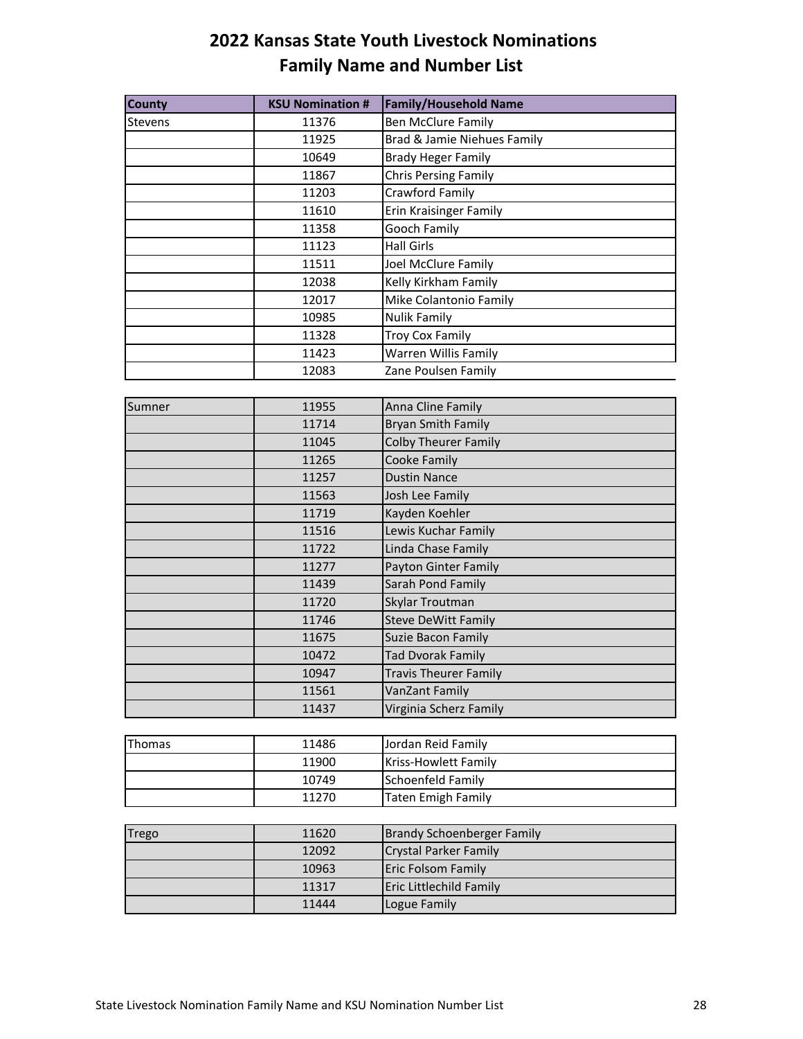# 2022 Kansas State Youth Livestock Nominations
## Family Name and Number List

| County | KSU Nomination # | Family/Household Name |
|---|---|---|
| Stevens | 11376 | Ben McClure Family |
| | 11925 | Brad & Jamie Niehues Family |
| | 10649 | Brady Heger Family |
| | 11867 | Chris Persing Family |
| | 11203 | Crawford Family |
| | 11610 | Erin Kraisinger Family |
| | 11358 | Gooch Family |
| | 11123 | Hall Girls |
| | 11511 | Joel McClure Family |
| | 12038 | Kelly Kirkham Family |
| | 12017 | Mike Colantonio Family |
| | 10985 | Nulik Family |
| | 11328 | Troy Cox Family |
| | 11423 | Warren Willis Family |
| | 12083 | Zane Poulsen Family |
| Sumner | 11955 | Anna Cline Family |
| | 11714 | Bryan Smith Family |
| | 11045 | Colby Theurer Family |
| | 11265 | Cooke Family |
| | 11257 | Dustin Nance |
| | 11563 | Josh Lee Family |
| | 11719 | Kayden Koehler |
| | 11516 | Lewis Kuchar Family |
| | 11722 | Linda Chase Family |
| | 11277 | Payton Ginter Family |
| | 11439 | Sarah Pond Family |
| | 11720 | Skylar Troutman |
| | 11746 | Steve DeWitt Family |
| | 11675 | Suzie Bacon Family |
| | 10472 | Tad Dvorak Family |
| | 10947 | Travis Theurer Family |
| | 11561 | VanZant Family |
| | 11437 | Virginia Scherz Family |
| Thomas | 11486 | Jordan Reid Family |
| | 11900 | Kriss-Howlett Family |
| | 10749 | Schoenfeld Family |
| | 11270 | Taten Emigh Family |
| Trego | 11620 | Brandy Schoenberger Family |
| | 12092 | Crystal Parker Family |
| | 10963 | Eric Folsom Family |
| | 11317 | Eric Littlechild Family |
| | 11444 | Logue Family |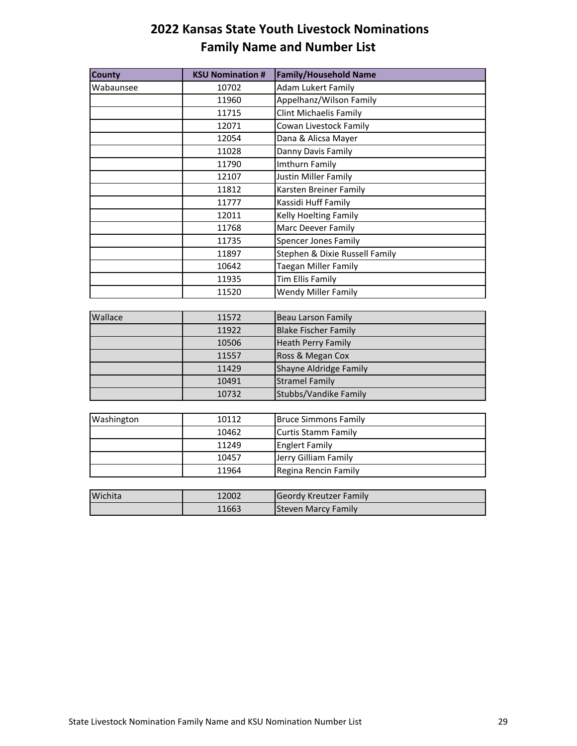# 2022 Kansas State Youth Livestock Nominations
## Family Name and Number List

| County | KSU Nomination # | Family/Household Name |
|---|---|---|
| Wabaunsee | 10702 | Adam Lukert Family |
| | 11960 | Appelhanz/Wilson Family |
| | 11715 | Clint Michaelis Family |
| | 12071 | Cowan Livestock Family |
| | 12054 | Dana & Alicsa Mayer |
| | 11028 | Danny Davis Family |
| | 11790 | Imthurn Family |
| | 12107 | Justin Miller Family |
| | 11812 | Karsten Breiner Family |
| | 11777 | Kassidi Huff Family |
| | 12011 | Kelly Hoelting Family |
| | 11768 | Marc Deever Family |
| | 11735 | Spencer Jones Family |
| | 11897 | Stephen & Dixie Russell Family |
| | 10642 | Taegan Miller Family |
| | 11935 | Tim Ellis Family |
| | 11520 | Wendy Miller Family |
| Wallace | 11572 | Beau Larson Family |
| | 11922 | Blake Fischer Family |
| | 10506 | Heath Perry Family |
| | 11557 | Ross & Megan Cox |
| | 11429 | Shayne Aldridge Family |
| | 10491 | Stramel Family |
| | 10732 | Stubbs/Vandike Family |
| Washington | 10112 | Bruce Simmons Family |
| | 10462 | Curtis Stamm Family |
| | 11249 | Englert Family |
| | 10457 | Jerry Gilliam Family |
| | 11964 | Regina Rencin Family |
| Wichita | 12002 | Geordy Kreutzer Family |
| | 11663 | Steven Marcy Family |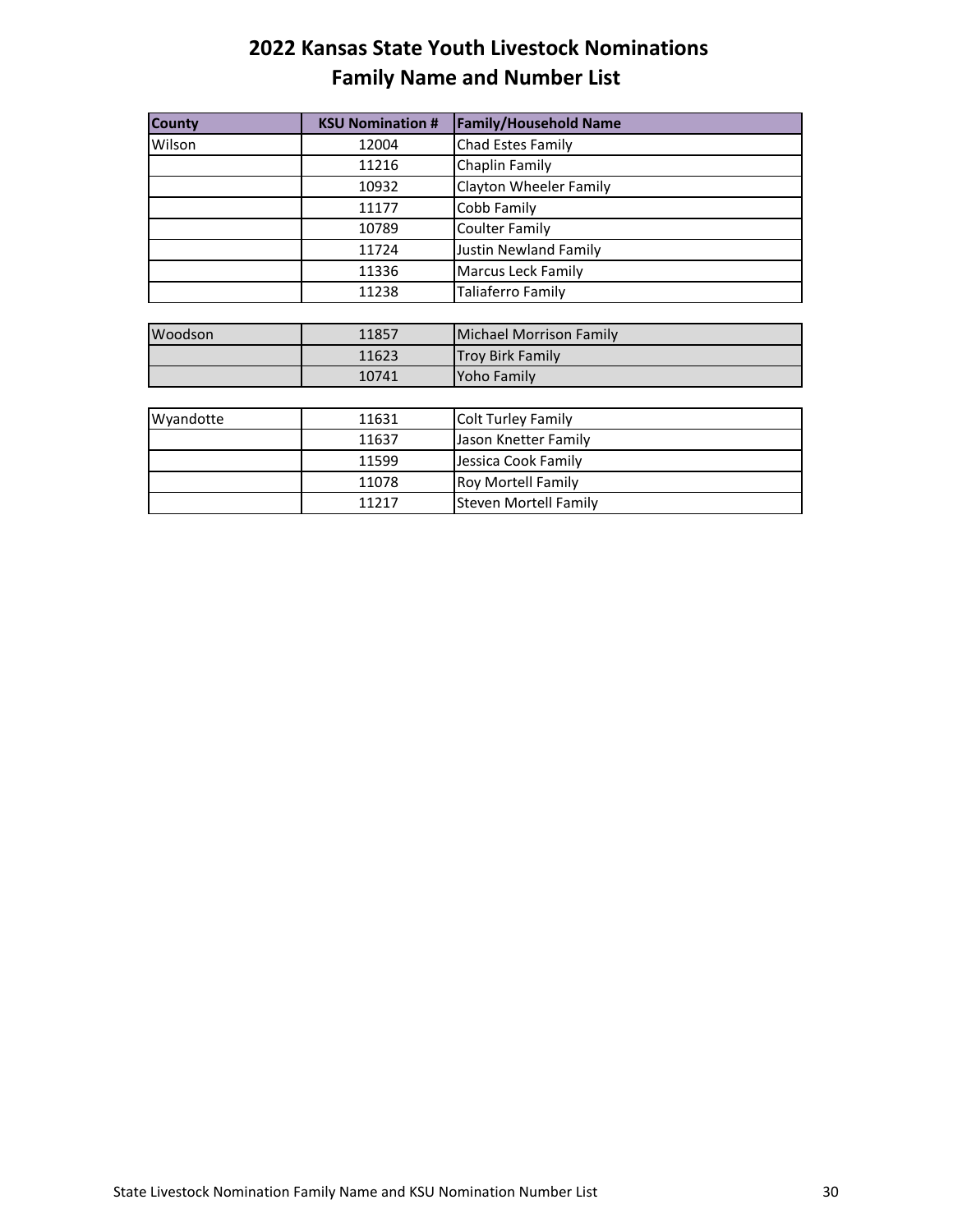# 2022 Kansas State Youth Livestock Nominations
## Family Name and Number List

| County | KSU Nomination # | Family/Household Name |
|---|---|---|
| Wilson | 12004 | Chad Estes Family |
| | 11216 | Chaplin Family |
| | 10932 | Clayton Wheeler Family |
| | 11177 | Cobb Family |
| | 10789 | Coulter Family |
| | 11724 | Justin Newland Family |
| | 11336 | Marcus Leck Family |
| | 11238 | Taliaferro Family |
| Woodson | 11857 | Michael Morrison Family |
| | 11623 | Troy Birk Family |
| | 10741 | Yoho Family |
| Wyandotte | 11631 | Colt Turley Family |
| | 11637 | Jason Knetter Family |
| | 11599 | Jessica Cook Family |
| | 11078 | Roy Mortell Family |
| | 11217 | Steven Mortell Family |